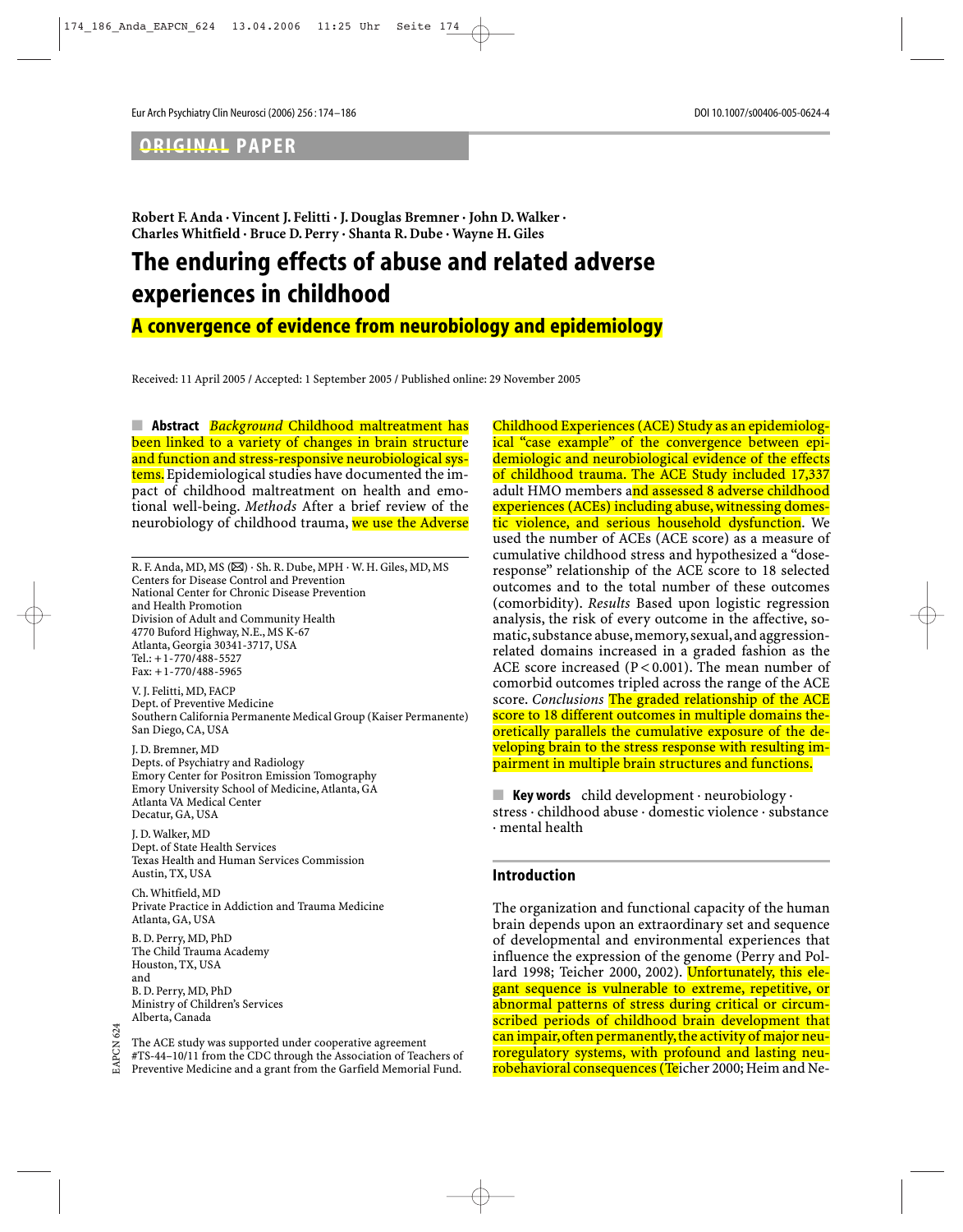ORIGINAL PAPER

**Robert F. Anda · Vincent J. Felitti · J. Douglas Bremner · John D. Walker · Charles Whitfield · Bruce D. Perry · Shanta R. Dube · Wayne H. Giles**

# The enduring effects of abuse and related adverse experiences in childhood

## A convergence of evidence from neurobiology and epidemiology

Received: 11 April 2005 / Accepted: 1 September 2005 / Published online: 29 November 2005

■ **Abstract** *Background* Childhood maltreatment has been linked to a variety of changes in brain structure and function and stress-responsive neurobiological systems. Epidemiological studies have documented the impact of childhood maltreatment on health and emotional well-being. *Methods* After a brief review of the neurobiology of childhood trauma, we use the Adverse Childhood Experiences (ACE) Study as an epidemiological "case example" of the convergence between epidemiologic and neurobiological evidence of the effects of childhood trauma. The ACE Study included 17,337 adult HMO members and assessed 8 adverse childhood experiences (ACEs) including abuse, witnessing domestic violence, and serious household dysfunction. We used the number of ACEs (ACE score) as a measure of cumulative childhood stress and hypothesized a "dose-response" relationship of the ACE score to 18 selected outcomes and to the total number of these outcomes (comorbidity). *Results* Based upon logistic regression analysis, the risk of every outcome in the affective, somatic, substance abuse, memory, sexual, and aggression-related domains increased in a graded fashion as the ACE score increased ($P < 0.001$). The mean number of comorbid outcomes tripled across the range of the ACE score. *Conclusions* The graded relationship of the ACE score to 18 different outcomes in multiple domains theoretically parallels the cumulative exposure of the developing brain to the stress response with resulting impairment in multiple brain structures and functions.

■ **Key words** child development · neurobiology · stress · childhood abuse · domestic violence · substance · mental health

R. F. Anda, MD, MS (✉) · Sh. R. Dube, MPH · W. H. Giles, MD, MS
Centers for Disease Control and Prevention
National Center for Chronic Disease Prevention and Health Promotion
Division of Adult and Community Health
4770 Buford Highway, N.E., MS K-67
Atlanta, Georgia 30341-3717, USA
Tel.: +1-770/488-5527
Fax: +1-770/488-5965

V. J. Felitti, MD, FACP
Dept. of Preventive Medicine
Southern California Permanente Medical Group (Kaiser Permanente)
San Diego, CA, USA

J. D. Bremner, MD
Depts. of Psychiatry and Radiology
Emory Center for Positron Emission Tomography
Emory University School of Medicine, Atlanta, GA
Atlanta VA Medical Center
Decatur, GA, USA

J. D. Walker, MD
Dept. of State Health Services
Texas Health and Human Services Commission
Austin, TX, USA

Ch. Whitfield, MD
Private Practice in Addiction and Trauma Medicine
Atlanta, GA, USA

B. D. Perry, MD, PhD
The Child Trauma Academy
Houston, TX, USA
and
B. D. Perry, MD, PhD
Ministry of Children's Services
Alberta, Canada

The ACE study was supported under cooperative agreement #TS-44-10/11 from the CDC through the Association of Teachers of Preventive Medicine and a grant from the Garfield Memorial Fund.

## Introduction

The organization and functional capacity of the human brain depends upon an extraordinary set and sequence of developmental and environmental experiences that influence the expression of the genome (Perry and Pollard 1998; Teicher 2000, 2002). Unfortunately, this elegant sequence is vulnerable to extreme, repetitive, or abnormal patterns of stress during critical or circumscribed periods of childhood brain development that can impair, often permanently, the activity of major neuroregulatory systems, with profound and lasting neurobehavioral consequences (Teicher 2000; Heim and Ne-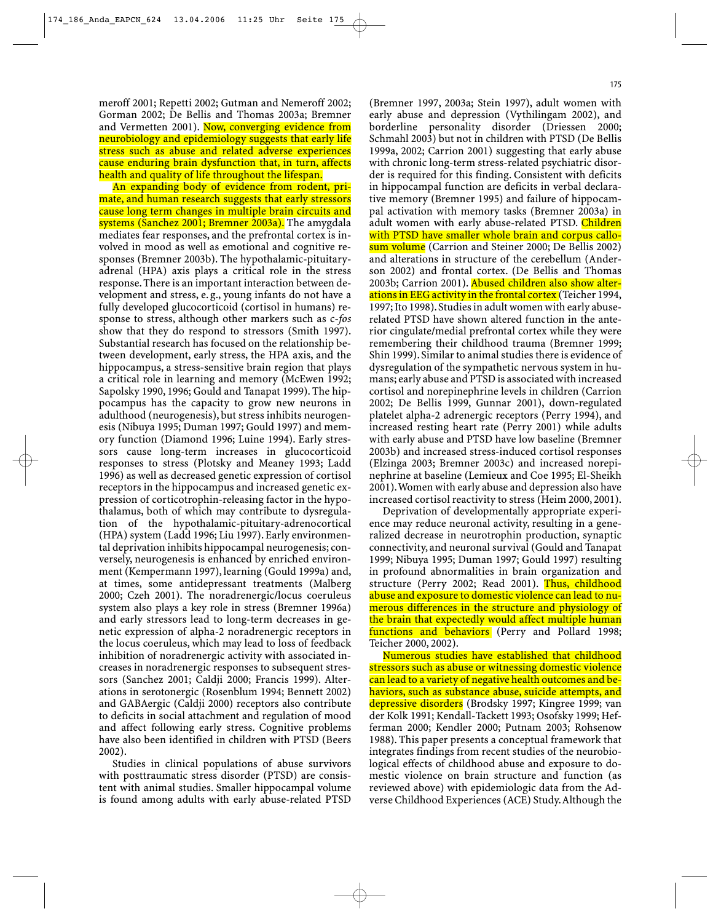meroff 2001; Repetti 2002; Gutman and Nemeroff 2002; Gorman 2002; De Bellis and Thomas 2003a; Bremner and Vermetten 2001). Now, converging evidence from neurobiology and epidemiology suggests that early life stress such as abuse and related adverse experiences cause enduring brain dysfunction that, in turn, affects health and quality of life throughout the lifespan.

An expanding body of evidence from rodent, primate, and human research suggests that early stressors cause long term changes in multiple brain circuits and systems (Sanchez 2001; Bremner 2003a). The amygdala mediates fear responses, and the prefrontal cortex is involved in mood as well as emotional and cognitive responses (Bremner 2003b). The hypothalamic-pituitary-adrenal (HPA) axis plays a critical role in the stress response. There is an important interaction between development and stress, e.g., young infants do not have a fully developed glucocorticoid (cortisol in humans) response to stress, although other markers such as c-*fos* show that they do respond to stressors (Smith 1997). Substantial research has focused on the relationship between development, early stress, the HPA axis, and the hippocampus, a stress-sensitive brain region that plays a critical role in learning and memory (McEwen 1992; Sapolsky 1990, 1996; Gould and Tanapat 1999). The hippocampus has the capacity to grow new neurons in adulthood (neurogenesis), but stress inhibits neurogenesis (Nibuya 1995; Duman 1997; Gould 1997) and memory function (Diamond 1996; Luine 1994). Early stressors cause long-term increases in glucocorticoid responses to stress (Plotsky and Meaney 1993; Ladd 1996) as well as decreased genetic expression of cortisol receptors in the hippocampus and increased genetic expression of corticotrophin-releasing factor in the hypothalamus, both of which may contribute to dysregulation of the hypothalamic-pituitary-adrenocortical (HPA) system (Ladd 1996; Liu 1997). Early environmental deprivation inhibits hippocampal neurogenesis; conversely, neurogenesis is enhanced by enriched environment (Kempermann 1997), learning (Gould 1999a) and, at times, some antidepressant treatments (Malberg 2000; Czeh 2001). The noradrenergic/locus coeruleus system also plays a key role in stress (Bremner 1996a) and early stressors lead to long-term decreases in genetic expression of alpha-2 noradrenergic receptors in the locus coeruleus, which may lead to loss of feedback inhibition of noradrenergic activity with associated increases in noradrenergic responses to subsequent stressors (Sanchez 2001; Caldji 2000; Francis 1999). Alterations in serotonergic (Rosenblum 1994; Bennett 2002) and GABAergic (Caldji 2000) receptors also contribute to deficits in social attachment and regulation of mood and affect following early stress. Cognitive problems have also been identified in children with PTSD (Beers 2002).

Studies in clinical populations of abuse survivors with posttraumatic stress disorder (PTSD) are consistent with animal studies. Smaller hippocampal volume is found among adults with early abuse-related PTSD (Bremner 1997, 2003a; Stein 1997), adult women with early abuse and depression (Vythilingam 2002), and borderline personality disorder (Driessen 2000; Schmahl 2003) but not in children with PTSD (De Bellis 1999a, 2002; Carrion 2001) suggesting that early abuse with chronic long-term stress-related psychiatric disorder is required for this finding. Consistent with deficits in hippocampal function are deficits in verbal declarative memory (Bremner 1995) and failure of hippocampal activation with memory tasks (Bremner 2003a) in adult women with early abuse-related PTSD. Children with PTSD have smaller whole brain and corpus callosum volume (Carrion and Steiner 2000; De Bellis 2002) and alterations in structure of the cerebellum (Anderson 2002) and frontal cortex. (De Bellis and Thomas 2003b; Carrion 2001). Abused children also show alterations in EEG activity in the frontal cortex (Teicher 1994, 1997; Ito 1998). Studies in adult women with early abuse-related PTSD have shown altered function in the anterior cingulate/medial prefrontal cortex while they were remembering their childhood trauma (Bremner 1999; Shin 1999). Similar to animal studies there is evidence of dysregulation of the sympathetic nervous system in humans; early abuse and PTSD is associated with increased cortisol and norepinephrine levels in children (Carrion 2002; De Bellis 1999, Gunnar 2001), down-regulated platelet alpha-2 adrenergic receptors (Perry 1994), and increased resting heart rate (Perry 2001) while adults with early abuse and PTSD have low baseline (Bremner 2003b) and increased stress-induced cortisol responses (Elzinga 2003; Bremner 2003c) and increased norepinephrine at baseline (Lemieux and Coe 1995; El-Sheikh 2001). Women with early abuse and depression also have increased cortisol reactivity to stress (Heim 2000, 2001).

Deprivation of developmentally appropriate experience may reduce neuronal activity, resulting in a generalized decrease in neurotrophin production, synaptic connectivity, and neuronal survival (Gould and Tanapat 1999; Nibuya 1995; Duman 1997; Gould 1997) resulting in profound abnormalities in brain organization and structure (Perry 2002; Read 2001). Thus, childhood abuse and exposure to domestic violence can lead to numerous differences in the structure and physiology of the brain that expectedly would affect multiple human functions and behaviors (Perry and Pollard 1998; Teicher 2000, 2002).

Numerous studies have established that childhood stressors such as abuse or witnessing domestic violence can lead to a variety of negative health outcomes and behaviors, such as substance abuse, suicide attempts, and depressive disorders (Brodsky 1997; Kingree 1999; van der Kolk 1991; Kendall-Tackett 1993; Osofsky 1999; Hefferman 2000; Kendler 2000; Putnam 2003; Rohsenow 1988). This paper presents a conceptual framework that integrates findings from recent studies of the neurobiological effects of childhood abuse and exposure to domestic violence on brain structure and function (as reviewed above) with epidemiologic data from the Adverse Childhood Experiences (ACE) Study. Although the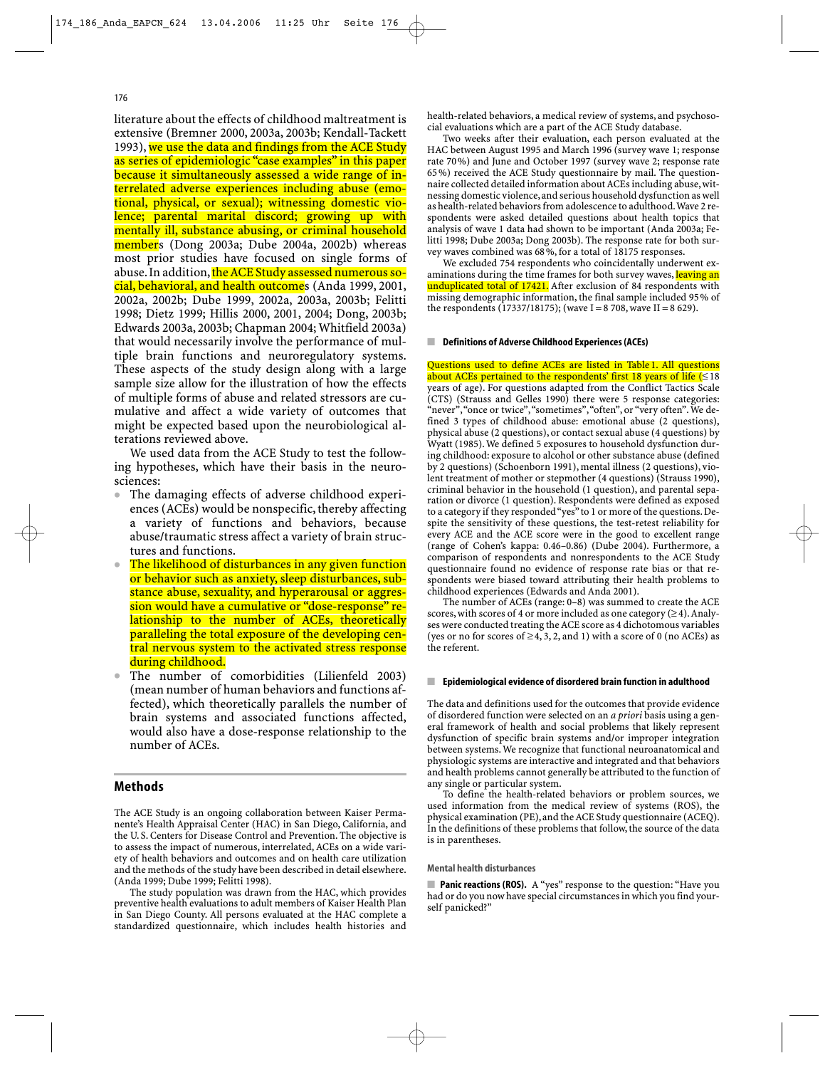literature about the effects of childhood maltreatment is extensive (Bremner 2000, 2003a, 2003b; Kendall-Tackett 1993), we use the data and findings from the ACE Study as series of epidemiologic "case examples" in this paper because it simultaneously assessed a wide range of interrelated adverse experiences including abuse (emotional, physical, or sexual); witnessing domestic violence; parental marital discord; growing up with mentally ill, substance abusing, or criminal household members (Dong 2003a; Dube 2004a, 2002b) whereas most prior studies have focused on single forms of abuse. In addition, the ACE Study assessed numerous social, behavioral, and health outcomes (Anda 1999, 2001, 2002a, 2002b; Dube 1999, 2002a, 2003a, 2003b; Felitti 1998; Dietz 1999; Hillis 2000, 2001, 2004; Dong, 2003b; Edwards 2003a, 2003b; Chapman 2004; Whitfield 2003a) that would necessarily involve the performance of multiple brain functions and neuroregulatory systems. These aspects of the study design along with a large sample size allow for the illustration of how the effects of multiple forms of abuse and related stressors are cumulative and affect a wide variety of outcomes that might be expected based upon the neurobiological alterations reviewed above.

We used data from the ACE Study to test the following hypotheses, which have their basis in the neurosciences:

- The damaging effects of adverse childhood experiences (ACEs) would be nonspecific, thereby affecting a variety of functions and behaviors, because abuse/traumatic stress affect a variety of brain structures and functions.
- The likelihood of disturbances in any given function or behavior such as anxiety, sleep disturbances, substance abuse, sexuality, and hyperarousal or aggression would have a cumulative or "dose-response" relationship to the number of ACEs, theoretically paralleling the total exposure of the developing central nervous system to the activated stress response during childhood.
- The number of comorbidities (Lilienfeld 2003) (mean number of human behaviors and functions affected), which theoretically parallels the number of brain systems and associated functions affected, would also have a dose-response relationship to the number of ACEs.

## Methods

The ACE Study is an ongoing collaboration between Kaiser Permanente's Health Appraisal Center (HAC) in San Diego, California, and the U.S. Centers for Disease Control and Prevention. The objective is to assess the impact of numerous, interrelated, ACEs on a wide variety of health behaviors and outcomes and on health care utilization and the methods of the study have been described in detail elsewhere. (Anda 1999; Dube 1999; Felitti 1998).

The study population was drawn from the HAC, which provides preventive health evaluations to adult members of Kaiser Health Plan in San Diego County. All persons evaluated at the HAC complete a standardized questionnaire, which includes health histories and health-related behaviors, a medical review of systems, and psychosocial evaluations which are a part of the ACE Study database.

Two weeks after their evaluation, each person evaluated at the HAC between August 1995 and March 1996 (survey wave 1; response rate 70%) and June and October 1997 (survey wave 2; response rate 65%) received the ACE Study questionnaire by mail. The questionnaire collected detailed information about ACEs including abuse, witnessing domestic violence, and serious household dysfunction as well as health-related behaviors from adolescence to adulthood. Wave 2 respondents were asked detailed questions about health topics that analysis of wave 1 data had shown to be important (Anda 2003a; Felitti 1998; Dube 2003a; Dong 2003b). The response rate for both survey waves combined was 68%, for a total of 18175 responses.

We excluded 754 respondents who coincidentally underwent examinations during the time frames for both survey waves, leaving an unduplicated total of 17421. After exclusion of 84 respondents with missing demographic information, the final sample included 95% of the respondents (17337/18175); (wave I = 8 708, wave II = 8 629).

### Definitions of Adverse Childhood Experiences (ACEs)

Questions used to define ACEs are listed in Table 1. All questions about ACEs pertained to the respondents' first 18 years of life (≤18 years of age). For questions adapted from the Conflict Tactics Scale (CTS) (Strauss and Gelles 1990) there were 5 response categories: "never", "once or twice", "sometimes", "often", or "very often". We defined 3 types of childhood abuse: emotional abuse (2 questions), physical abuse (2 questions), or contact sexual abuse (4 questions) by Wyatt (1985). We defined 5 exposures to household dysfunction during childhood: exposure to alcohol or other substance abuse (defined by 2 questions) (Schoenborn 1991), mental illness (2 questions), violent treatment of mother or stepmother (4 questions) (Strauss 1990), criminal behavior in the household (1 question), and parental separation or divorce (1 question). Respondents were defined as exposed to a category if they responded "yes" to 1 or more of the questions. Despite the sensitivity of these questions, the test-retest reliability for every ACE and the ACE score were in the good to excellent range (range of Cohen's kappa: 0.46–0.86) (Dube 2004). Furthermore, a comparison of respondents and nonrespondents to the ACE Study questionnaire found no evidence of response rate bias or that respondents were biased toward attributing their health problems to childhood experiences (Edwards and Anda 2001).

The number of ACEs (range: 0–8) was summed to create the ACE scores, with scores of 4 or more included as one category (≥4). Analyses were conducted treating the ACE score as 4 dichotomous variables (yes or no for scores of ≥4, 3, 2, and 1) with a score of 0 (no ACEs) as the referent.

### Epidemiological evidence of disordered brain function in adulthood

The data and definitions used for the outcomes that provide evidence of disordered function were selected on an *a priori* basis using a general framework of health and social problems that likely represent dysfunction of specific brain systems and/or improper integration between systems. We recognize that functional neuroanatomical and physiologic systems are interactive and integrated and that behaviors and health problems cannot generally be attributed to the function of any single or particular system.

To define the health-related behaviors or problem sources, we used information from the medical review of systems (ROS), the physical examination (PE), and the ACE Study questionnaire (ACEQ). In the definitions of these problems that follow, the source of the data is in parentheses.

#### Mental health disturbances

**Panic reactions (ROS).** A "yes" response to the question: "Have you had or do you now have special circumstances in which you find yourself panicked?"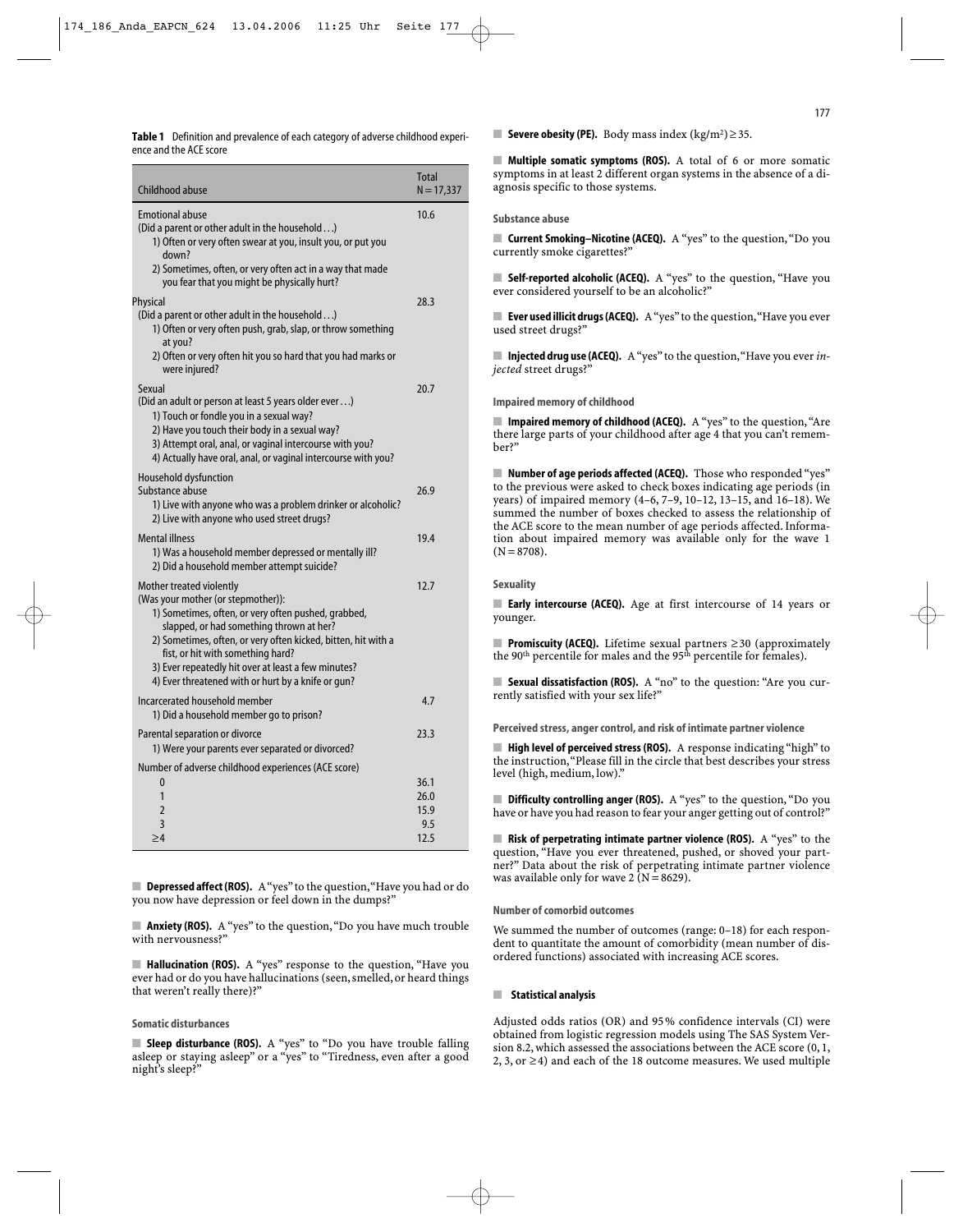**Table 1** Definition and prevalence of each category of adverse childhood experience and the ACE score

| Childhood abuse | Total N = 17,337 |
|---|---|
| Emotional abuse<br>(Did a parent or other adult in the household…)<br>1) Often or very often swear at you, insult you, or put you down?<br>2) Sometimes, often, or very often act in a way that made you fear that you might be physically hurt? | 10.6 |
| Physical<br>(Did a parent or other adult in the household…)<br>1) Often or very often push, grab, slap, or throw something at you?<br>2) Often or very often hit you so hard that you had marks or were injured? | 28.3 |
| Sexual<br>(Did an adult or person at least 5 years older ever…)<br>1) Touch or fondle you in a sexual way?<br>2) Have you touch their body in a sexual way?<br>3) Attempt oral, anal, or vaginal intercourse with you?<br>4) Actually have oral, anal, or vaginal intercourse with you? | 20.7 |
| Household dysfunction<br>Substance abuse<br>1) Live with anyone who was a problem drinker or alcoholic?<br>2) Live with anyone who used street drugs? | 26.9 |
| Mental illness<br>1) Was a household member depressed or mentally ill?<br>2) Did a household member attempt suicide? | 19.4 |
| Mother treated violently<br>(Was your mother (or stepmother)):<br>1) Sometimes, often, or very often pushed, grabbed, slapped, or had something thrown at her?<br>2) Sometimes, often, or very often kicked, bitten, hit with a fist, or hit with something hard?<br>3) Ever repeatedly hit over at least a few minutes?<br>4) Ever threatened with or hurt by a knife or gun? | 12.7 |
| Incarcerated household member<br>1) Did a household member go to prison? | 4.7 |
| Parental separation or divorce<br>1) Were your parents ever separated or divorced? | 23.3 |
| Number of adverse childhood experiences (ACE score) | |
| 0 | 36.1 |
| 1 | 26.0 |
| 2 | 15.9 |
| 3 | 9.5 |
| ≥4 | 12.5 |

**Depressed affect (ROS).** A "yes" to the question, "Have you had or do you now have depression or feel down in the dumps?"

**Anxiety (ROS).** A "yes" to the question, "Do you have much trouble with nervousness?"

**Hallucination (ROS).** A "yes" response to the question, "Have you ever had or do you have hallucinations (seen, smelled, or heard things that weren't really there)?"

#### Somatic disturbances

**Sleep disturbance (ROS).** A "yes" to "Do you have trouble falling asleep or staying asleep" or a "yes" to "Tiredness, even after a good night's sleep?"

**Severe obesity (PE).** Body mass index (kg/m²) ≥ 35.

**Multiple somatic symptoms (ROS).** A total of 6 or more somatic symptoms in at least 2 different organ systems in the absence of a diagnosis specific to those systems.

#### Substance abuse

**Current Smoking–Nicotine (ACEQ).** A "yes" to the question, "Do you currently smoke cigarettes?"

**Self-reported alcoholic (ACEQ).** A "yes" to the question, "Have you ever considered yourself to be an alcoholic?"

**Ever used illicit drugs (ACEQ).** A "yes" to the question, "Have you ever used street drugs?"

**Injected drug use (ACEQ).** A "yes" to the question, "Have you ever *injected* street drugs?"

#### Impaired memory of childhood

**Impaired memory of childhood (ACEQ).** A "yes" to the question, "Are there large parts of your childhood after age 4 that you can't remember?"

**Number of age periods affected (ACEQ).** Those who responded "yes" to the previous were asked to check boxes indicating age periods (in years) of impaired memory (4–6, 7–9, 10–12, 13–15, and 16–18). We summed the number of boxes checked to assess the relationship of the ACE score to the mean number of age periods affected. Information about impaired memory was available only for the wave 1 (N = 8708).

#### Sexuality

**Early intercourse (ACEQ).** Age at first intercourse of 14 years or younger.

**Promiscuity (ACEQ).** Lifetime sexual partners ≥ 30 (approximately the 90th percentile for males and the 95th percentile for females).

**Sexual dissatisfaction (ROS).** A "no" to the question: "Are you currently satisfied with your sex life?"

#### Perceived stress, anger control, and risk of intimate partner violence

**High level of perceived stress (ROS).** A response indicating "high" to the instruction, "Please fill in the circle that best describes your stress level (high, medium, low)."

**Difficulty controlling anger (ROS).** A "yes" to the question, "Do you have or have you had reason to fear your anger getting out of control?"

**Risk of perpetrating intimate partner violence (ROS).** A "yes" to the question, "Have you ever threatened, pushed, or shoved your partner?" Data about the risk of perpetrating intimate partner violence was available only for wave 2 (N = 8629).

#### Number of comorbid outcomes

We summed the number of outcomes (range: 0–18) for each respondent to quantitate the amount of comorbidity (mean number of disordered functions) associated with increasing ACE scores.

### Statistical analysis

Adjusted odds ratios (OR) and 95% confidence intervals (CI) were obtained from logistic regression models using The SAS System Version 8.2, which assessed the associations between the ACE score (0, 1, 2, 3, or ≥4) and each of the 18 outcome measures. We used multiple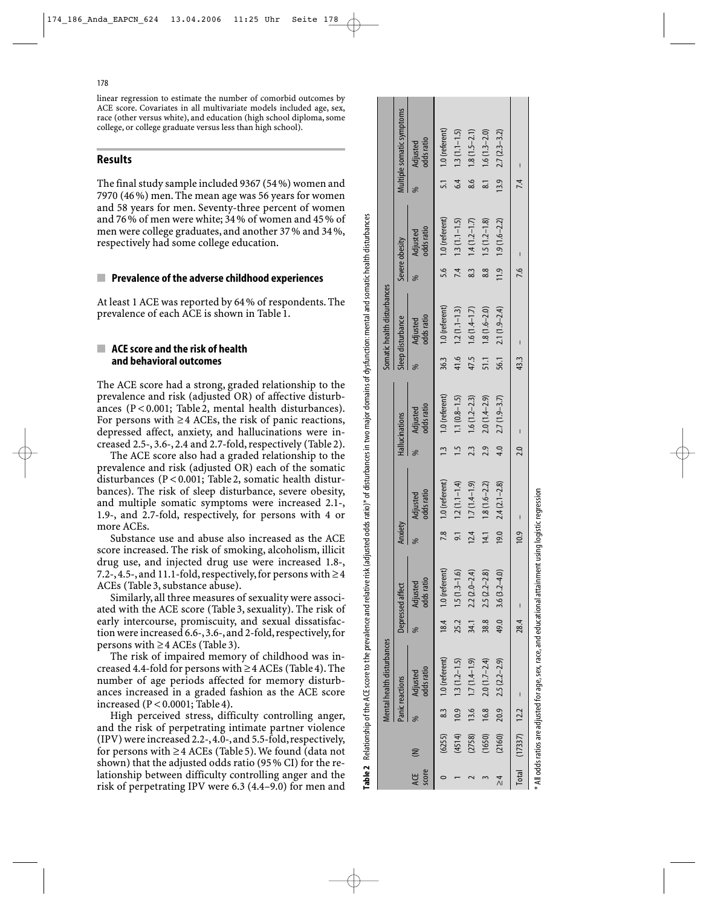linear regression to estimate the number of comorbid outcomes by ACE score. Covariates in all multivariate models included age, sex, race (other versus white), and education (high school diploma, some college, or college graduate versus less than high school).

## Results

The final study sample included 9367 (54%) women and 7970 (46%) men. The mean age was 56 years for women and 58 years for men. Seventy-three percent of women and 76% of men were white; 34% of women and 45% of men were college graduates, and another 37% and 34%, respectively had some college education.

### Prevalence of the adverse childhood experiences

At least 1 ACE was reported by 64% of respondents. The prevalence of each ACE is shown in Table 1.

### ACE score and the risk of health and behavioral outcomes

The ACE score had a strong, graded relationship to the prevalence and risk (adjusted OR) of affective disturbances ($P < 0.001$; Table 2, mental health disturbances). For persons with ≥4 ACEs, the risk of panic reactions, depressed affect, anxiety, and hallucinations were increased 2.5-, 3.6-, 2.4 and 2.7-fold, respectively (Table 2).

The ACE score also had a graded relationship to the prevalence and risk (adjusted OR) each of the somatic disturbances ($P < 0.001$; Table 2, somatic health disturbances). The risk of sleep disturbance, severe obesity, and multiple somatic symptoms were increased 2.1-, 1.9-, and 2.7-fold, respectively, for persons with 4 or more ACEs.

Substance use and abuse also increased as the ACE score increased. The risk of smoking, alcoholism, illicit drug use, and injected drug use were increased 1.8-, 7.2-, 4.5-, and 11.1-fold, respectively, for persons with ≥4 ACEs (Table 3, substance abuse).

Similarly, all three measures of sexuality were associated with the ACE score (Table 3, sexuality). The risk of early intercourse, promiscuity, and sexual dissatisfaction were increased 6.6-, 3.6-, and 2-fold, respectively, for persons with ≥4 ACEs (Table 3).

The risk of impaired memory of childhood was increased 4.4-fold for persons with ≥4 ACEs (Table 4). The number of age periods affected for memory disturbances increased in a graded fashion as the ACE score increased ($P < 0.0001$; Table 4).

High perceived stress, difficulty controlling anger, and the risk of perpetrating intimate partner violence (IPV) were increased 2.2-, 4.0-, and 5.5-fold, respectively, for persons with ≥4 ACEs (Table 5). We found (data not shown) that the adjusted odds ratio (95% CI) for the relationship between difficulty controlling anger and the risk of perpetrating IPV were 6.3 (4.4–9.0) for men and

**Table 2** Relationship of the ACE score to the prevalence and relative risk (adjusted odds ratio)* of disturbances in two major domains of dysfunction: mental and somatic health disturbances

| | | Mental health disturbances | | | | | | | | Somatic health disturbances | | | | | |
|---|---|---|---|---|---|---|---|---|---|---|---|---|---|---|---|
| | | Panic reactions | | Depressed affect | | Anxiety | | Hallucinations | | Sleep disturbance | | Severe obesity | | Multiple somatic symptoms | |
| ACE score | (N) | % | Adjusted odds ratio | % | Adjusted odds ratio | % | Adjusted odds ratio | % | Adjusted odds ratio | % | Adjusted odds ratio | % | Adjusted odds ratio | % | Adjusted odds ratio |
| 0 | (6255) | 8.3 | 1.0 (referent) | 18.4 | 1.0 (referent) | 7.8 | 1.0 (referent) | 1.3 | 1.0 (referent) | 36.3 | 1.0 (referent) | 5.6 | 1.0 (referent) | 5.1 | 1.0 (referent) |
| 1 | (4514) | 10.9 | 1.3 (1.2–1.5) | 25.2 | 1.5 (1.3–1.6) | 9.1 | 1.2 (1.1–1.4) | 1.5 | 1.1 (0.8–1.5) | 41.6 | 1.2 (1.1–1.3) | 7.4 | 1.3 (1.1–1.5) | 6.4 | 1.3 (1.1–1.5) |
| 2 | (2758) | 13.6 | 1.7 (1.4–1.9) | 34.1 | 2.2 (2.0–2.4) | 12.4 | 1.7 (1.4–1.9) | 2.3 | 1.6 (1.2–2.3) | 47.5 | 1.6 (1.4–1.7) | 8.3 | 1.4 (1.2–1.7) | 8.6 | 1.8 (1.5–2.1) |
| 3 | (1650) | 16.8 | 2.0 (1.7–2.4) | 38.8 | 2.5 (2.2–2.8) | 14.1 | 1.8 (1.6–2.2) | 2.9 | 2.0 (1.4–2.9) | 51.1 | 1.8 (1.6–2.0) | 8.8 | 1.5 (1.2–1.8) | 8.1 | 1.6 (1.3–2.0) |
| ≥4 | (2160) | 20.9 | 2.5 (2.2–2.9) | 49.0 | 3.6 (3.2–4.0) | 19.0 | 2.4 (2.1–2.8) | 4.0 | 2.7 (1.9–3.7) | 56.1 | 2.1 (1.9–2.4) | 11.9 | 1.9 (1.6–2.2) | 13.9 | 2.7 (2.3–3.2) |
| Total | (17337) | 12.2 | – | 28.4 | – | 10.9 | – | 2.0 | – | 43.3 | – | 7.6 | – | 7.4 | – |

* All odds ratios are adjusted for age, sex, race, and educational attainment using logistic regression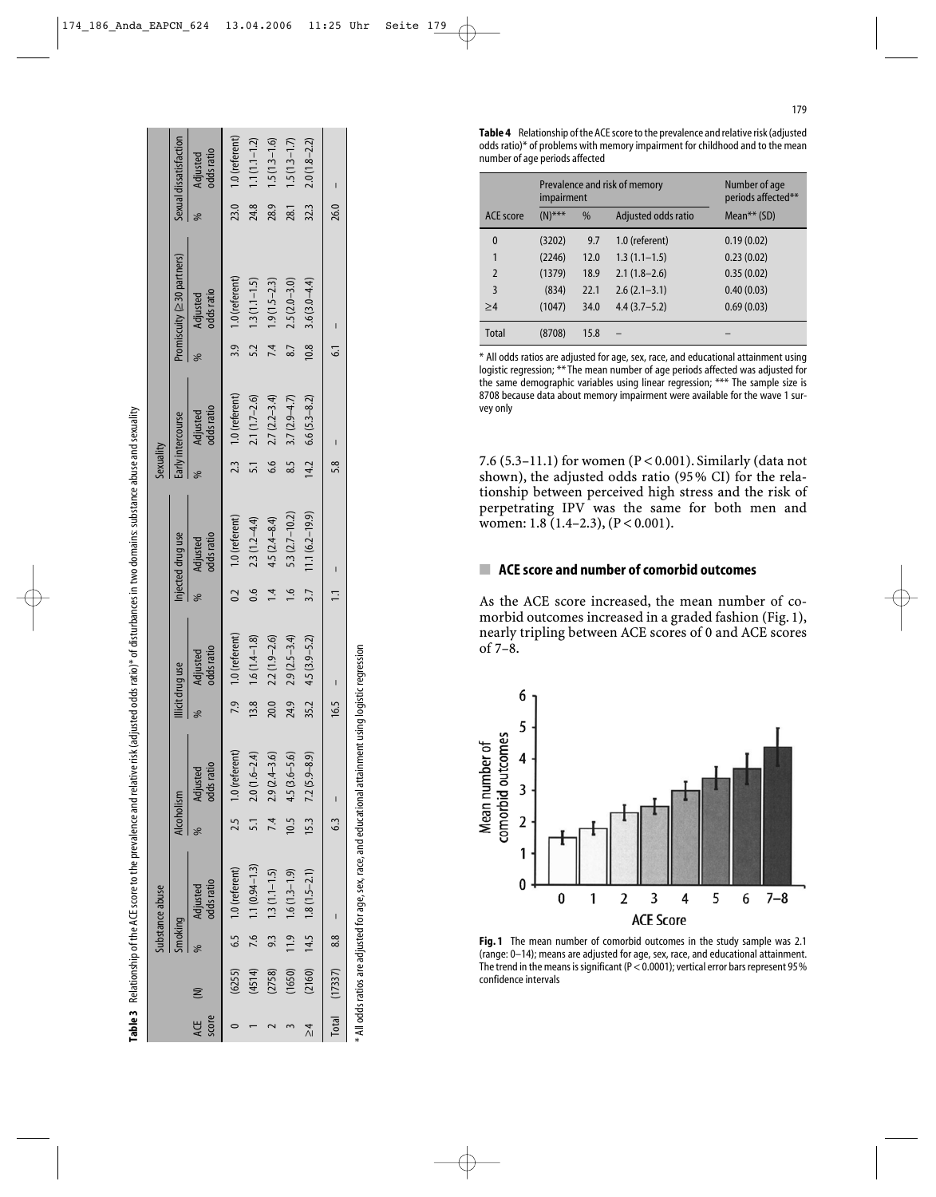**Table 3** Relationship of the ACE score to the prevalence and relative risk (adjusted odds ratio)* of disturbances in two domains: substance abuse and sexuality

| | | Substance abuse | | | | | | | | Sexuality | | | | | |
|---|---|---|---|---|---|---|---|---|---|---|---|---|---|---|---|
| | | Smoking | | Alcoholism | | Illicit drug use | | Injected drug use | | Early intercourse | | Promiscuity (≥ 30 partners) | | Sexual dissatisfaction | |
| ACE score | (N) | % | Adjusted odds ratio | % | Adjusted odds ratio | % | Adjusted odds ratio | % | Adjusted odds ratio | % | Adjusted odds ratio | % | Adjusted odds ratio | % | Adjusted odds ratio |
| 0 | (6255) | 6.5 | 1.0 (referent) | 2.5 | 1.0 (referent) | 7.9 | 1.0 (referent) | 0.2 | 1.0 (referent) | 2.3 | 1.0 (referent) | 3.9 | 1.0 (referent) | 23.0 | 1.0 (referent) |
| 1 | (4514) | 7.6 | 1.1 (0.94–1.3) | 5.1 | 2.0 (1.6–2.4) | 13.8 | 1.6 (1.4–1.8) | 0.6 | 2.3 (1.2–4.4) | 5.1 | 2.1 (1.7–2.6) | 5.2 | 1.3 (1.1–1.5) | 24.8 | 1.1 (1.1–1.2) |
| 2 | (2758) | 9.3 | 1.3 (1.1–1.5) | 7.4 | 2.9 (2.4–3.6) | 20.0 | 2.2 (1.9–2.6) | 1.4 | 4.5 (2.4–8.4) | 6.6 | 2.7 (2.2–3.4) | 7.4 | 1.9 (1.5–2.3) | 28.9 | 1.5 (1.3–1.6) |
| 3 | (1650) | 11.9 | 1.6 (1.3–1.9) | 10.5 | 4.5 (3.6–5.6) | 24.9 | 2.9 (2.5–3.4) | 1.6 | 5.3 (2.7–10.2) | 8.5 | 3.7 (2.9–4.7) | 8.7 | 2.5 (2.0–3.0) | 28.1 | 1.5 (1.3–1.7) |
| ≥4 | (2160) | 14.5 | 1.8 (1.5–2.1) | 15.3 | 7.2 (5.9–8.9) | 35.2 | 4.5 (3.9–5.2) | 3.7 | 11.1 (6.2–19.9) | 14.2 | 6.6 (5.3–8.2) | 10.8 | 3.6 (3.0–4.4) | 32.3 | 2.0 (1.8–2.2) |
| Total | (17337) | 8.8 | – | 6.3 | – | 16.5 | – | 1.1 | – | 5.8 | – | 6.1 | – | 26.0 | – |

* All odds ratios are adjusted for age, sex, race, and educational attainment using logistic regression

**Table 4** Relationship of the ACE score to the prevalence and relative risk (adjusted odds ratio)* of problems with memory impairment for childhood and to the mean number of age periods affected

| | Prevalence and risk of memory impairment | | | Number of age periods affected** |
|---|---|---|---|---|
| ACE score | (N)*** | % | Adjusted odds ratio | Mean** (SD) |
| 0 | (3202) | 9.7 | 1.0 (referent) | 0.19 (0.02) |
| 1 | (2246) | 12.0 | 1.3 (1.1–1.5) | 0.23 (0.02) |
| 2 | (1379) | 18.9 | 2.1 (1.8–2.6) | 0.35 (0.02) |
| 3 | (834) | 22.1 | 2.6 (2.1–3.1) | 0.40 (0.03) |
| ≥4 | (1047) | 34.0 | 4.4 (3.7–5.2) | 0.69 (0.03) |
| Total | (8708) | 15.8 | – | – |

* All odds ratios are adjusted for age, sex, race, and educational attainment using logistic regression; ** The mean number of age periods affected was adjusted for the same demographic variables using linear regression; *** The sample size is 8708 because data about memory impairment were available for the wave 1 survey only

7.6 (5.3–11.1) for women ($P < 0.001$). Similarly (data not shown), the adjusted odds ratio (95% CI) for the relationship between perceived high stress and the risk of perpetrating IPV was the same for both men and women: 1.8 (1.4–2.3), ($P < 0.001$).

## ACE score and number of comorbid outcomes

As the ACE score increased, the mean number of comorbid outcomes increased in a graded fashion (Fig. 1), nearly tripling between ACE scores of 0 and ACE scores of 7–8.

**Fig. 1** The mean number of comorbid outcomes in the study sample was 2.1 (range: 0–14); means are adjusted for age, sex, race, and educational attainment. The trend in the means is significant ($P < 0.0001$); vertical error bars represent 95% confidence intervals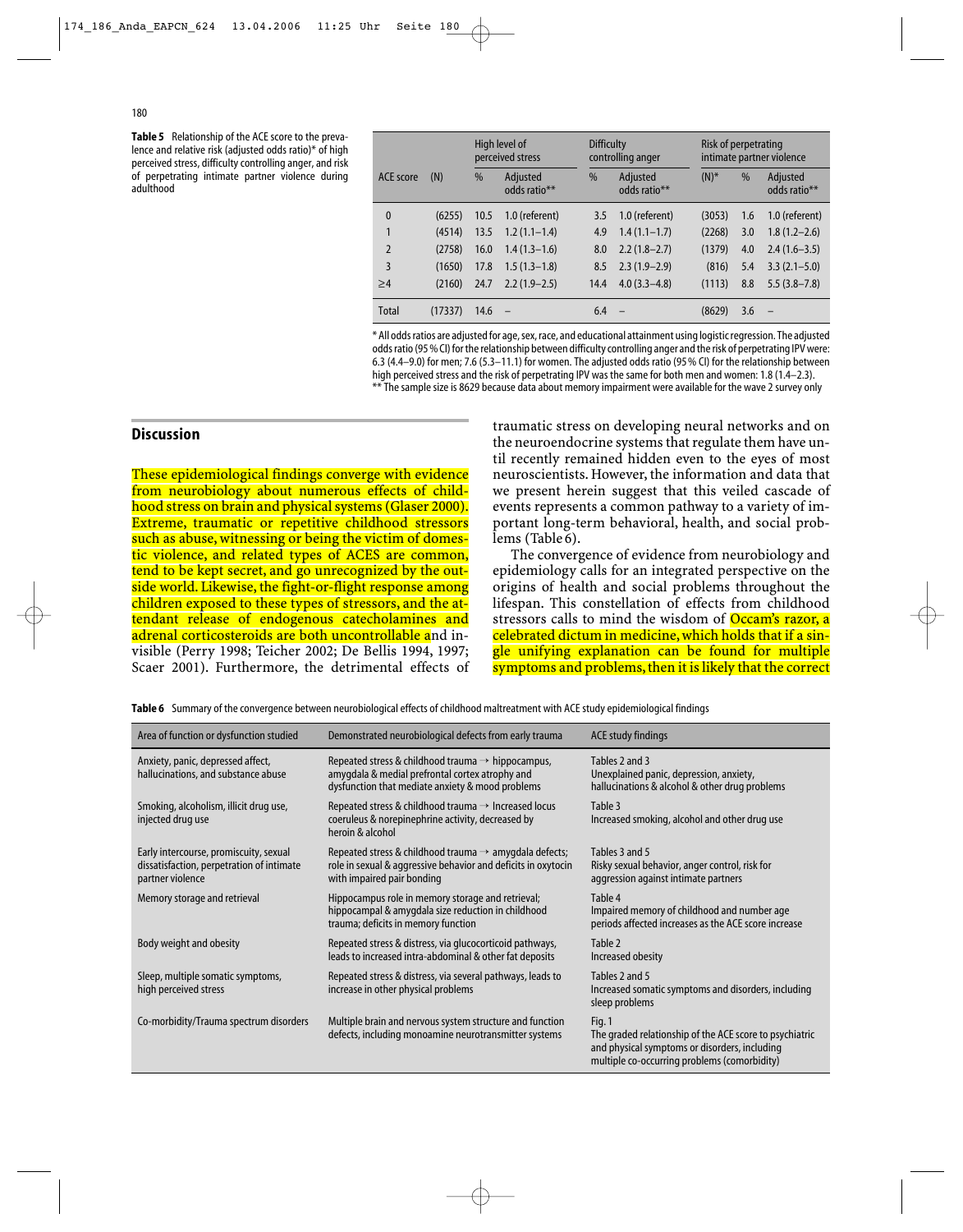**Table 5** Relationship of the ACE score to the prevalence and relative risk (adjusted odds ratio)* of high perceived stress, difficulty controlling anger, and risk of perpetrating intimate partner violence during adulthood

| | | High level of perceived stress | | Difficulty controlling anger | | Risk of perpetrating intimate partner violence | | |
|---|---|---|---|---|---|---|---|---|
| ACE score | (N) | % | Adjusted odds ratio** | % | Adjusted odds ratio** | (N)* | % | Adjusted odds ratio** |
| 0 | (6255) | 10.5 | 1.0 (referent) | 3.5 | 1.0 (referent) | (3053) | 1.6 | 1.0 (referent) |
| 1 | (4514) | 13.5 | 1.2 (1.1–1.4) | 4.9 | 1.4 (1.1–1.7) | (2268) | 3.0 | 1.8 (1.2–2.6) |
| 2 | (2758) | 16.0 | 1.4 (1.3–1.6) | 8.0 | 2.2 (1.8–2.7) | (1379) | 4.0 | 2.4 (1.6–3.5) |
| 3 | (1650) | 17.8 | 1.5 (1.3–1.8) | 8.5 | 2.3 (1.9–2.9) | (816) | 5.4 | 3.3 (2.1–5.0) |
| ≥4 | (2160) | 24.7 | 2.2 (1.9–2.5) | 14.4 | 4.0 (3.3–4.8) | (1113) | 8.8 | 5.5 (3.8–7.8) |
| Total | (17337) | 14.6 | – | 6.4 | – | (8629) | 3.6 | – |

\* All odds ratios are adjusted for age, sex, race, and educational attainment using logistic regression. The adjusted odds ratio (95% CI) for the relationship between difficulty controlling anger and the risk of perpetrating IPV were: 6.3 (4.4–9.0) for men; 7.6 (5.3–11.1) for women. The adjusted odds ratio (95% CI) for the relationship between high perceived stress and the risk of perpetrating IPV was the same for both men and women: 1.8 (1.4–2.3).
\** The sample size is 8629 because data about memory impairment were available for the wave 2 survey only

## Discussion

These epidemiological findings converge with evidence from neurobiology about numerous effects of childhood stress on brain and physical systems (Glaser 2000). Extreme, traumatic or repetitive childhood stressors such as abuse, witnessing or being the victim of domestic violence, and related types of ACES are common, tend to be kept secret, and go unrecognized by the outside world. Likewise, the fight-or-flight response among children exposed to these types of stressors, and the attendant release of endogenous catecholamines and adrenal corticosteroids are both uncontrollable and invisible (Perry 1998; Teicher 2002; De Bellis 1994, 1997; Scaer 2001). Furthermore, the detrimental effects of traumatic stress on developing neural networks and on the neuroendocrine systems that regulate them have until recently remained hidden even to the eyes of most neuroscientists. However, the information and data that we present herein suggest that this veiled cascade of events represents a common pathway to a variety of important long-term behavioral, health, and social problems (Table 6).

The convergence of evidence from neurobiology and epidemiology calls for an integrated perspective on the origins of health and social problems throughout the lifespan. This constellation of effects from childhood stressors calls to mind the wisdom of Occam's razor, a celebrated dictum in medicine, which holds that if a single unifying explanation can be found for multiple symptoms and problems, then it is likely that the correct

**Table 6** Summary of the convergence between neurobiological effects of childhood maltreatment with ACE study epidemiological findings

| Area of function or dysfunction studied | Demonstrated neurobiological defects from early trauma | ACE study findings |
|---|---|---|
| Anxiety, panic, depressed affect, hallucinations, and substance abuse | Repeated stress & childhood trauma → hippocampus, amygdala & medial prefrontal cortex atrophy and dysfunction that mediate anxiety & mood problems | Tables 2 and 3<br>Unexplained panic, depression, anxiety, hallucinations & alcohol & other drug problems |
| Smoking, alcoholism, illicit drug use, injected drug use | Repeated stress & childhood trauma → Increased locus coeruleus & norepinephrine activity, decreased by heroin & alcohol | Table 3<br>Increased smoking, alcohol and other drug use |
| Early intercourse, promiscuity, sexual dissatisfaction, perpetration of intimate partner violence | Repeated stress & childhood trauma → amygdala defects; role in sexual & aggressive behavior and deficits in oxytocin with impaired pair bonding | Tables 3 and 5<br>Risky sexual behavior, anger control, risk for aggression against intimate partners |
| Memory storage and retrieval | Hippocampus role in memory storage and retrieval; hippocampal & amygdala size reduction in childhood trauma; deficits in memory function | Table 4<br>Impaired memory of childhood and number age periods affected increases as the ACE score increase |
| Body weight and obesity | Repeated stress & distress, via glucocorticoid pathways, leads to increased intra-abdominal & other fat deposits | Table 2<br>Increased obesity |
| Sleep, multiple somatic symptoms, high perceived stress | Repeated stress & distress, via several pathways, leads to increase in other physical problems | Tables 2 and 5<br>Increased somatic symptoms and disorders, including sleep problems |
| Co-morbidity/Trauma spectrum disorders | Multiple brain and nervous system structure and function defects, including monoamine neurotransmitter systems | Fig. 1<br>The graded relationship of the ACE score to psychiatric and physical symptoms or disorders, including multiple co-occurring problems (comorbidity) |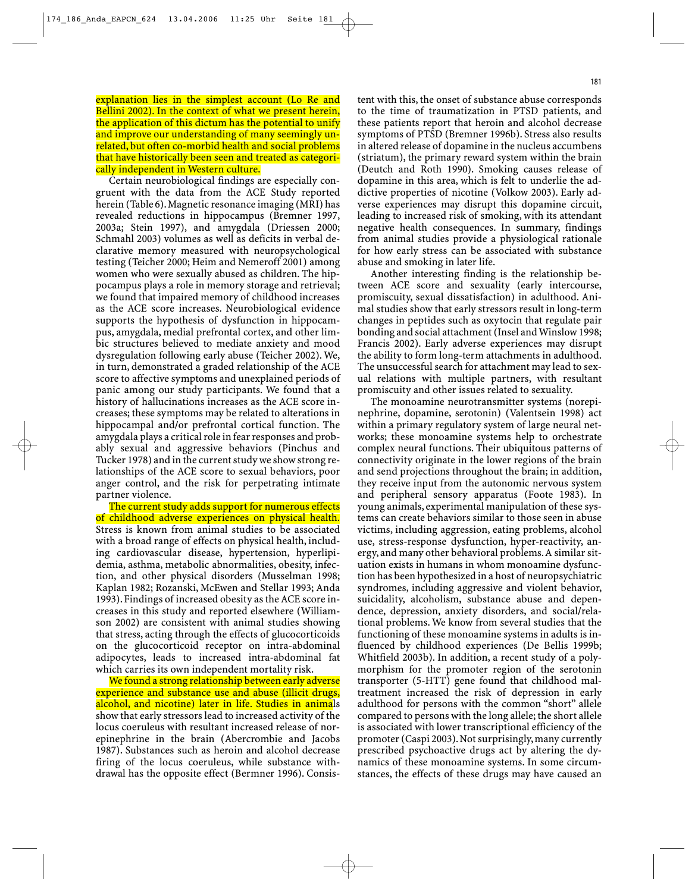explanation lies in the simplest account (Lo Re and Bellini 2002). In the context of what we present herein, the application of this dictum has the potential to unify and improve our understanding of many seemingly unrelated, but often co-morbid health and social problems that have historically been seen and treated as categorically independent in Western culture.

Certain neurobiological findings are especially congruent with the data from the ACE Study reported herein (Table 6). Magnetic resonance imaging (MRI) has revealed reductions in hippocampus (Bremner 1997, 2003a; Stein 1997), and amygdala (Driessen 2000; Schmahl 2003) volumes as well as deficits in verbal declarative memory measured with neuropsychological testing (Teicher 2000; Heim and Nemeroff 2001) among women who were sexually abused as children. The hippocampus plays a role in memory storage and retrieval; we found that impaired memory of childhood increases as the ACE score increases. Neurobiological evidence supports the hypothesis of dysfunction in hippocampus, amygdala, medial prefrontal cortex, and other limbic structures believed to mediate anxiety and mood dysregulation following early abuse (Teicher 2002). We, in turn, demonstrated a graded relationship of the ACE score to affective symptoms and unexplained periods of panic among our study participants. We found that a history of hallucinations increases as the ACE score increases; these symptoms may be related to alterations in hippocampal and/or prefrontal cortical function. The amygdala plays a critical role in fear responses and probably sexual and aggressive behaviors (Pinchus and Tucker 1978) and in the current study we show strong relationships of the ACE score to sexual behaviors, poor anger control, and the risk for perpetrating intimate partner violence.

The current study adds support for numerous effects of childhood adverse experiences on physical health. Stress is known from animal studies to be associated with a broad range of effects on physical health, including cardiovascular disease, hypertension, hyperlipidemia, asthma, metabolic abnormalities, obesity, infection, and other physical disorders (Musselman 1998; Kaplan 1982; Rozanski, McEwen and Stellar 1993; Anda 1993). Findings of increased obesity as the ACE score increases in this study and reported elsewhere (Williamson 2002) are consistent with animal studies showing that stress, acting through the effects of glucocorticoids on the glucocorticoid receptor on intra-abdominal adipocytes, leads to increased intra-abdominal fat which carries its own independent mortality risk.

We found a strong relationship between early adverse experience and substance use and abuse (illicit drugs, alcohol, and nicotine) later in life. Studies in animals show that early stressors lead to increased activity of the locus coeruleus with resultant increased release of norepinephrine in the brain (Abercrombie and Jacobs 1987). Substances such as heroin and alcohol decrease firing of the locus coeruleus, while substance withdrawal has the opposite effect (Bermner 1996). Consistent with this, the onset of substance abuse corresponds to the time of traumatization in PTSD patients, and these patients report that heroin and alcohol decrease symptoms of PTSD (Bremner 1996b). Stress also results in altered release of dopamine in the nucleus accumbens (striatum), the primary reward system within the brain (Deutch and Roth 1990). Smoking causes release of dopamine in this area, which is felt to underlie the addictive properties of nicotine (Volkow 2003). Early adverse experiences may disrupt this dopamine circuit, leading to increased risk of smoking, with its attendant negative health consequences. In summary, findings from animal studies provide a physiological rationale for how early stress can be associated with substance abuse and smoking in later life.

Another interesting finding is the relationship between ACE score and sexuality (early intercourse, promiscuity, sexual dissatisfaction) in adulthood. Animal studies show that early stressors result in long-term changes in peptides such as oxytocin that regulate pair bonding and social attachment (Insel and Winslow 1998; Francis 2002). Early adverse experiences may disrupt the ability to form long-term attachments in adulthood. The unsuccessful search for attachment may lead to sexual relations with multiple partners, with resultant promiscuity and other issues related to sexuality.

The monoamine neurotransmitter systems (norepinephrine, dopamine, serotonin) (Valentsein 1998) act within a primary regulatory system of large neural networks; these monoamine systems help to orchestrate complex neural functions. Their ubiquitous patterns of connectivity originate in the lower regions of the brain and send projections throughout the brain; in addition, they receive input from the autonomic nervous system and peripheral sensory apparatus (Foote 1983). In young animals, experimental manipulation of these systems can create behaviors similar to those seen in abuse victims, including aggression, eating problems, alcohol use, stress-response dysfunction, hyper-reactivity, anergy, and many other behavioral problems. A similar situation exists in humans in whom monoamine dysfunction has been hypothesized in a host of neuropsychiatric syndromes, including aggressive and violent behavior, suicidality, alcoholism, substance abuse and dependence, depression, anxiety disorders, and social/relational problems. We know from several studies that the functioning of these monoamine systems in adults is influenced by childhood experiences (De Bellis 1999b; Whitfield 2003b). In addition, a recent study of a polymorphism for the promoter region of the serotonin transporter (5-HTT) gene found that childhood maltreatment increased the risk of depression in early adulthood for persons with the common "short" allele compared to persons with the long allele; the short allele is associated with lower transcriptional efficiency of the promoter (Caspi 2003). Not surprisingly, many currently prescribed psychoactive drugs act by altering the dynamics of these monoamine systems. In some circumstances, the effects of these drugs may have caused an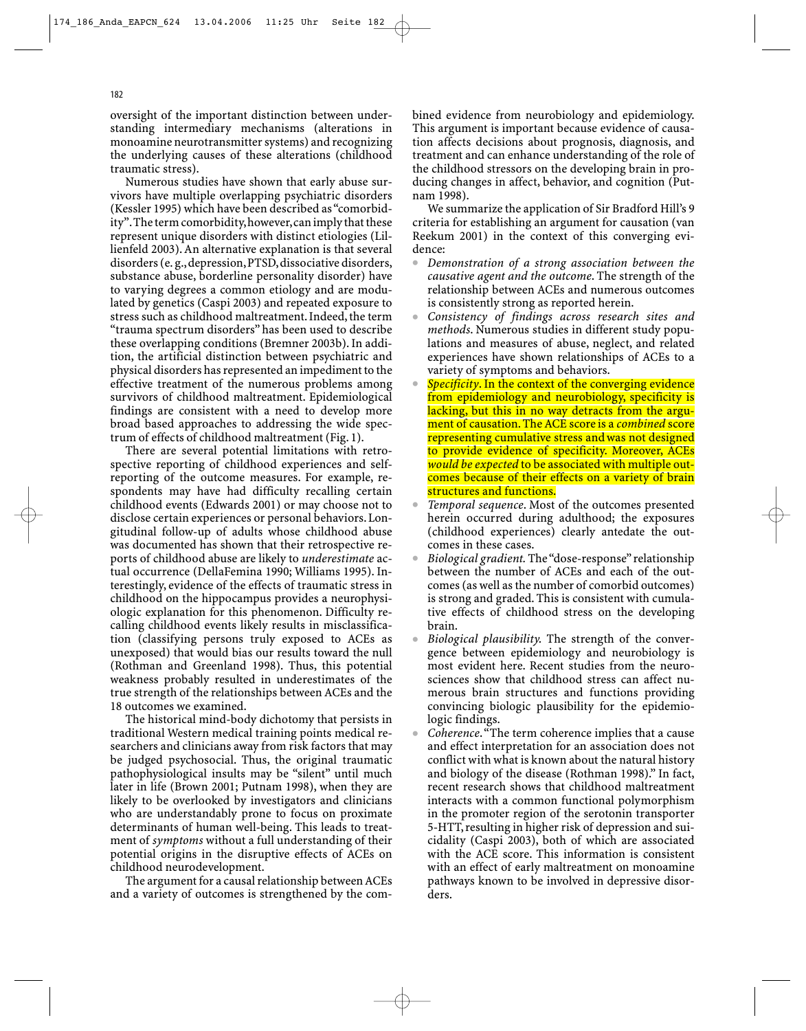oversight of the important distinction between understanding intermediary mechanisms (alterations in monoamine neurotransmitter systems) and recognizing the underlying causes of these alterations (childhood traumatic stress).

Numerous studies have shown that early abuse survivors have multiple overlapping psychiatric disorders (Kessler 1995) which have been described as "comorbidity". The term comorbidity, however, can imply that these represent unique disorders with distinct etiologies (Lillienfeld 2003). An alternative explanation is that several disorders (e.g., depression, PTSD, dissociative disorders, substance abuse, borderline personality disorder) have to varying degrees a common etiology and are modulated by genetics (Caspi 2003) and repeated exposure to stress such as childhood maltreatment. Indeed, the term "trauma spectrum disorders" has been used to describe these overlapping conditions (Bremner 2003b). In addition, the artificial distinction between psychiatric and physical disorders has represented an impediment to the effective treatment of the numerous problems among survivors of childhood maltreatment. Epidemiological findings are consistent with a need to develop more broad based approaches to addressing the wide spectrum of effects of childhood maltreatment (Fig. 1).

There are several potential limitations with retrospective reporting of childhood experiences and self-reporting of the outcome measures. For example, respondents may have had difficulty recalling certain childhood events (Edwards 2001) or may choose not to disclose certain experiences or personal behaviors. Longitudinal follow-up of adults whose childhood abuse was documented has shown that their retrospective reports of childhood abuse are likely to *underestimate* actual occurrence (DellaFemina 1990; Williams 1995). Interestingly, evidence of the effects of traumatic stress in childhood on the hippocampus provides a neurophysiologic explanation for this phenomenon. Difficulty recalling childhood events likely results in misclassification (classifying persons truly exposed to ACEs as unexposed) that would bias our results toward the null (Rothman and Greenland 1998). Thus, this potential weakness probably resulted in underestimates of the true strength of the relationships between ACEs and the 18 outcomes we examined.

The historical mind-body dichotomy that persists in traditional Western medical training points medical researchers and clinicians away from risk factors that may be judged psychosocial. Thus, the original traumatic pathophysiological insults may be "silent" until much later in life (Brown 2001; Putnam 1998), when they are likely to be overlooked by investigators and clinicians who are understandably prone to focus on proximate determinants of human well-being. This leads to treatment of *symptoms* without a full understanding of their potential origins in the disruptive effects of ACEs on childhood neurodevelopment.

The argument for a causal relationship between ACEs and a variety of outcomes is strengthened by the combined evidence from neurobiology and epidemiology. This argument is important because evidence of causation affects decisions about prognosis, diagnosis, and treatment and can enhance understanding of the role of the childhood stressors on the developing brain in producing changes in affect, behavior, and cognition (Putnam 1998).

We summarize the application of Sir Bradford Hill's 9 criteria for establishing an argument for causation (van Reekum 2001) in the context of this converging evidence:

- *Demonstration of a strong association between the causative agent and the outcome.* The strength of the relationship between ACEs and numerous outcomes is consistently strong as reported herein.
- *Consistency of findings across research sites and methods.* Numerous studies in different study populations and measures of abuse, neglect, and related experiences have shown relationships of ACEs to a variety of symptoms and behaviors.
- *Specificity.* In the context of the converging evidence from epidemiology and neurobiology, specificity is lacking, but this in no way detracts from the argument of causation. The ACE score is a *combined* score representing cumulative stress and was not designed to provide evidence of specificity. Moreover, ACEs *would be expected* to be associated with multiple outcomes because of their effects on a variety of brain structures and functions.
- *Temporal sequence.* Most of the outcomes presented herein occurred during adulthood; the exposures (childhood experiences) clearly antedate the outcomes in these cases.
- *Biological gradient.* The "dose-response" relationship between the number of ACEs and each of the outcomes (as well as the number of comorbid outcomes) is strong and graded. This is consistent with cumulative effects of childhood stress on the developing brain.
- *Biological plausibility.* The strength of the convergence between epidemiology and neurobiology is most evident here. Recent studies from the neurosciences show that childhood stress can affect numerous brain structures and functions providing convincing biologic plausibility for the epidemiologic findings.
- *Coherence.* "The term coherence implies that a cause and effect interpretation for an association does not conflict with what is known about the natural history and biology of the disease (Rothman 1998)." In fact, recent research shows that childhood maltreatment interacts with a common functional polymorphism in the promoter region of the serotonin transporter 5-HTT, resulting in higher risk of depression and suicidality (Caspi 2003), both of which are associated with the ACE score. This information is consistent with an effect of early maltreatment on monoamine pathways known to be involved in depressive disorders.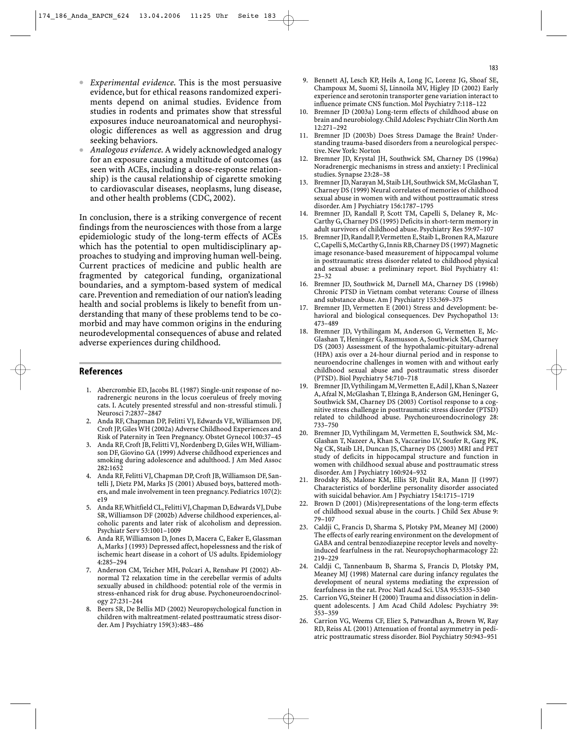- *Experimental evidence.* This is the most persuasive evidence, but for ethical reasons randomized experiments depend on animal studies. Evidence from studies in rodents and primates show that stressful exposures induce neuroanatomical and neurophysiologic differences as well as aggression and drug seeking behaviors.
- *Analogous evidence.* A widely acknowledged analogy for an exposure causing a multitude of outcomes (as seen with ACEs, including a dose-response relationship) is the causal relationship of cigarette smoking to cardiovascular diseases, neoplasms, lung disease, and other health problems (CDC, 2002).

In conclusion, there is a striking convergence of recent findings from the neurosciences with those from a large epidemiologic study of the long-term effects of ACEs which has the potential to open multidisciplinary approaches to studying and improving human well-being. Current practices of medicine and public health are fragmented by categorical funding, organizational boundaries, and a symptom-based system of medical care. Prevention and remediation of our nation's leading health and social problems is likely to benefit from understanding that many of these problems tend to be comorbid and may have common origins in the enduring neurodevelopmental consequences of abuse and related adverse experiences during childhood.

## References

1. Abercrombie ED, Jacobs BL (1987) Single-unit response of noradrenergic neurons in the locus coeruleus of freely moving cats. I. Acutely presented stressful and non-stressful stimuli. J Neurosci 7:2837–2847
2. Anda RF, Chapman DP, Felitti VJ, Edwards VE, Williamson DF, Croft JP, Giles WH (2002a) Adverse Childhood Experiences and Risk of Paternity in Teen Pregnancy. Obstet Gynecol 100:37–45
3. Anda RF, Croft JB, Felitti VJ, Nordenberg D, Giles WH, Williamson DF, Giovino GA (1999) Adverse childhood experiences and smoking during adolescence and adulthood. J Am Med Assoc 282:1652
4. Anda RF, Felitti VJ, Chapman DP, Croft JB, Williamson DF, Santelli J, Dietz PM, Marks JS (2001) Abused boys, battered mothers, and male involvement in teen pregnancy. Pediatrics 107(2): e19
5. Anda RF, Whitfield CL, Felitti VJ, Chapman D, Edwards VJ, Dube SR, Williamson DF (2002b) Adverse childhood experiences, alcoholic parents and later risk of alcoholism and depression. Psychiatr Serv 53:1001–1009
6. Anda RF, Williamson D, Jones D, Macera C, Eaker E, Glassman A, Marks J (1993) Depressed affect, hopelessness and the risk of ischemic heart disease in a cohort of US adults. Epidemiology 4:285–294
7. Anderson CM, Teicher MH, Polcari A, Renshaw PI (2002) Abnormal T2 relaxation time in the cerebellar vermis of adults sexually abused in childhood: potential role of the vermis in stress-enhanced risk for drug abuse. Psychoneuroendocrinology 27:231–244
8. Beers SR, De Bellis MD (2002) Neuropsychological function in children with maltreatment-related posttraumatic stress disorder. Am J Psychiatry 159(3):483–486
9. Bennett AJ, Lesch KP, Heils A, Long JC, Lorenz JG, Shoaf SE, Champoux M, Suomi SJ, Linnoila MV, Higley JD (2002) Early experience and serotonin transporter gene variation interact to influence primate CNS function. Mol Psychiatry 7:118–122
10. Bremner JD (2003a) Long-term effects of childhood abuse on brain and neurobiology. Child Adolesc Psychiatr Clin North Am 12:271–292
11. Bremner JD (2003b) Does Stress Damage the Brain? Understanding trauma-based disorders from a neurological perspective. New York: Norton
12. Bremner JD, Krystal JH, Southwick SM, Charney DS (1996a) Noradrenergic mechanisms in stress and anxiety: I Preclinical studies. Synapse 23:28–38
13. Bremner JD, Narayan M, Staib LH, Southwick SM, McGlashan T, Charney DS (1999) Neural correlates of memories of childhood sexual abuse in women with and without posttraumatic stress disorder. Am J Psychiatry 156:1787–1795
14. Bremner JD, Randall P, Scott TM, Capelli S, Delaney R, McCarthy G, Charney DS (1995) Deficits in short-term memory in adult survivors of childhood abuse. Psychiatry Res 59:97–107
15. Bremner JD, Randall P, Vermetten E, Staib L, Bronen RA, Mazure C, Capelli S, McCarthy G, Innis RB, Charney DS (1997) Magnetic image resonance-based measurement of hippocampal volume in posttraumatic stress disorder related to childhood physical and sexual abuse: a preliminary report. Biol Psychiatry 41: 23–32
16. Bremner JD, Southwick M, Darnell MA, Charney DS (1996b) Chronic PTSD in Vietnam combat veterans: Course of illness and substance abuse. Am J Psychiatry 153:369–375
17. Bremner JD, Vermetten E (2001) Stress and development: behavioral and biological consequences. Dev Psychopathol 13: 473–489
18. Bremner JD, Vythilingam M, Anderson G, Vermetten E, McGlashan T, Heninger G, Rasmusson A, Southwick SM, Charney DS (2003) Assessment of the hypothalamic-pituitary-adrenal (HPA) axis over a 24-hour diurnal period and in response to neuroendocrine challenges in women with and without early childhood sexual abuse and posttraumatic stress disorder (PTSD). Biol Psychiatry 54:710–718
19. Bremner JD, Vythilingam M, Vermetten E, Adil J, Khan S, Nazeer A, Afzal N, McGlashan T, Elzinga B, Anderson GM, Heninger G, Southwick SM, Charney DS (2003) Cortisol response to a cognitive stress challenge in posttraumatic stress disorder (PTSD) related to childhood abuse. Psychoneuroendocrinology 28: 733–750
20. Bremner JD, Vythilingam M, Vermetten E, Southwick SM, McGlashan T, Nazeer A, Khan S, Vaccarino LV, Soufer R, Garg PK, Ng CK, Staib LH, Duncan JS, Charney DS (2003) MRI and PET study of deficits in hippocampal structure and function in women with childhood sexual abuse and posttraumatic stress disorder. Am J Psychiatry 160:924–932
21. Brodsky BS, Malone KM, Ellis SP, Dulit RA, Mann JJ (1997) Characteristics of borderline personality disorder associated with suicidal behavior. Am J Psychiatry 154:1715–1719
22. Brown D (2001) (Mis)representations of the long-term effects of childhood sexual abuse in the courts. J Child Sex Abuse 9: 79–107
23. Caldji C, Francis D, Sharma S, Plotsky PM, Meaney MJ (2000) The effects of early rearing environment on the development of GABA and central benzodiazepine receptor levels and novelty-induced fearfulness in the rat. Neuropsychopharmacology 22: 219–229
24. Caldji C, Tannenbaum B, Sharma S, Francis D, Plotsky PM, Meaney MJ (1998) Maternal care during infancy regulates the development of neural systems mediating the expression of fearfulness in the rat. Proc Natl Acad Sci. USA 95:5335–5340
25. Carrion VG, Steiner H (2000) Trauma and dissociation in delinquent adolescents. J Am Acad Child Adolesc Psychiatry 39: 353–359
26. Carrion VG, Weems CF, Eliez S, Patwardhan A, Brown W, Ray RD, Reiss AL (2001) Attenuation of frontal asymmetry in pediatric posttraumatic stress disorder. Biol Psychiatry 50:943–951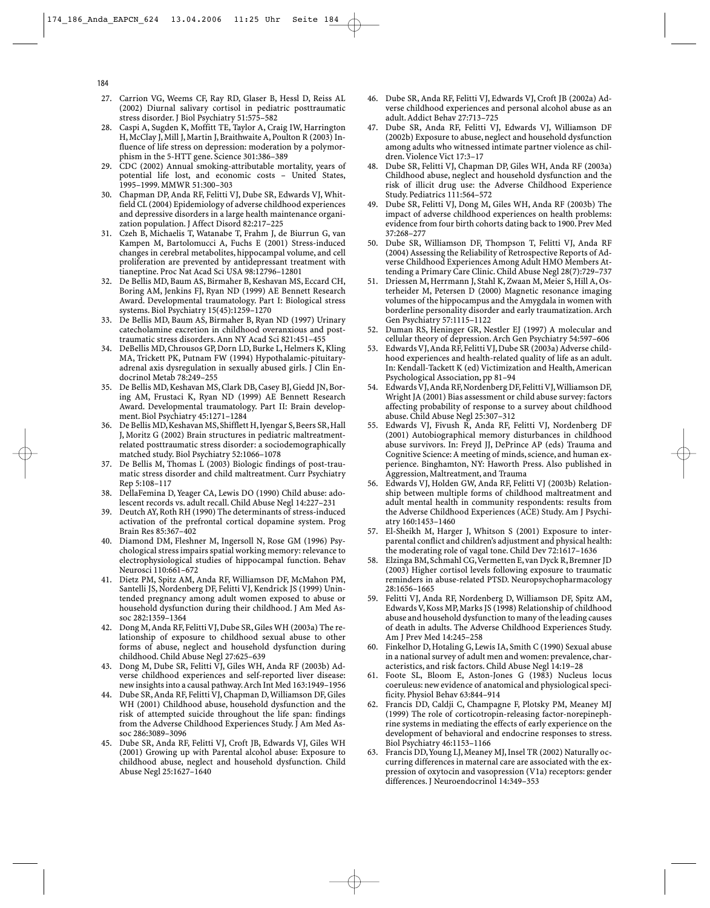27. Carrion VG, Weems CF, Ray RD, Glaser B, Hessl D, Reiss AL (2002) Diurnal salivary cortisol in pediatric posttraumatic stress disorder. J Biol Psychiatry 51:575–582
28. Caspi A, Sugden K, Moffitt TE, Taylor A, Craig IW, Harrington H, McClay J, Mill J, Martin J, Braithwaite A, Poulton R (2003) Influence of life stress on depression: moderation by a polymorphism in the 5-HTT gene. Science 301:386–389
29. CDC (2002) Annual smoking-attributable mortality, years of potential life lost, and economic costs – United States, 1995–1999. MMWR 51:300–303
30. Chapman DP, Anda RF, Felitti VJ, Dube SR, Edwards VJ, Whitfield CL (2004) Epidemiology of adverse childhood experiences and depressive disorders in a large health maintenance organization population. J Affect Disord 82:217–225
31. Czeh B, Michaelis T, Watanabe T, Frahm J, de Biurrun G, van Kampen M, Bartolomucci A, Fuchs E (2001) Stress-induced changes in cerebral metabolites, hippocampal volume, and cell proliferation are prevented by antidepressant treatment with tianeptine. Proc Nat Acad Sci USA 98:12796–12801
32. De Bellis MD, Baum AS, Birmaher B, Keshavan MS, Eccard CH, Boring AM, Jenkins FJ, Ryan ND (1999) AE Bennett Research Award. Developmental traumatology. Part I: Biological stress systems. Biol Psychiatry 15(45):1259–1270
33. De Bellis MD, Baum AS, Birmaher B, Ryan ND (1997) Urinary catecholamine excretion in childhood overanxious and posttraumatic stress disorders. Ann NY Acad Sci 821:451–455
34. DeBellis MD, Chrousos GP, Dorn LD, Burke L, Helmers K, Kling MA, Trickett PK, Putnam FW (1994) Hypothalamic-pituitary-adrenal axis dysregulation in sexually abused girls. J Clin Endocrinol Metab 78:249–255
35. De Bellis MD, Keshavan MS, Clark DB, Casey BJ, Giedd JN, Boring AM, Frustaci K, Ryan ND (1999) AE Bennett Research Award. Developmental traumatology. Part II: Brain development. Biol Psychiatry 45:1271–1284
36. De Bellis MD, Keshavan MS, Shifflett H, Iyengar S, Beers SR, Hall J, Moritz G (2002) Brain structures in pediatric maltreatment-related posttraumatic stress disorder: a sociodemographically matched study. Biol Psychiatry 52:1066–1078
37. De Bellis M, Thomas L (2003) Biologic findings of post-traumatic stress disorder and child maltreatment. Curr Psychiatry Rep 5:108–117
38. DellaFemina D, Yeager CA, Lewis DO (1990) Child abuse: adolescent records vs. adult recall. Child Abuse Negl 14:227–231
39. Deutch AY, Roth RH (1990) The determinants of stress-induced activation of the prefrontal cortical dopamine system. Prog Brain Res 85:367–402
40. Diamond DM, Fleshner M, Ingersoll N, Rose GM (1996) Psychological stress impairs spatial working memory: relevance to electrophysiological studies of hippocampal function. Behav Neurosci 110:661–672
41. Dietz PM, Spitz AM, Anda RF, Williamson DF, McMahon PM, Santelli JS, Nordenberg DF, Felitti VJ, Kendrick JS (1999) Unintended pregnancy among adult women exposed to abuse or household dysfunction during their childhood. J Am Med Assoc 282:1359–1364
42. Dong M, Anda RF, Felitti VJ, Dube SR, Giles WH (2003a) The relationship of exposure to childhood sexual abuse to other forms of abuse, neglect and household dysfunction during childhood. Child Abuse Negl 27:625–639
43. Dong M, Dube SR, Felitti VJ, Giles WH, Anda RF (2003b) Adverse childhood experiences and self-reported liver disease: new insights into a causal pathway. Arch Int Med 163:1949–1956
44. Dube SR, Anda RF, Felitti VJ, Chapman D, Williamson DF, Giles WH (2001) Childhood abuse, household dysfunction and the risk of attempted suicide throughout the life span: findings from the Adverse Childhood Experiences Study. J Am Med Assoc 286:3089–3096
45. Dube SR, Anda RF, Felitti VJ, Croft JB, Edwards VJ, Giles WH (2001) Growing up with Parental alcohol abuse: Exposure to childhood abuse, neglect and household dysfunction. Child Abuse Negl 25:1627–1640
46. Dube SR, Anda RF, Felitti VJ, Edwards VJ, Croft JB (2002a) Adverse childhood experiences and personal alcohol abuse as an adult. Addict Behav 27:713–725
47. Dube SR, Anda RF, Felitti VJ, Edwards VJ, Williamson DF (2002b) Exposure to abuse, neglect and household dysfunction among adults who witnessed intimate partner violence as children. Violence Vict 17:3–17
48. Dube SR, Felitti VJ, Chapman DP, Giles WH, Anda RF (2003a) Childhood abuse, neglect and household dysfunction and the risk of illicit drug use: the Adverse Childhood Experience Study. Pediatrics 111:564–572
49. Dube SR, Felitti VJ, Dong M, Giles WH, Anda RF (2003b) The impact of adverse childhood experiences on health problems: evidence from four birth cohorts dating back to 1900. Prev Med 37:268–277
50. Dube SR, Williamson DF, Thompson T, Felitti VJ, Anda RF (2004) Assessing the Reliability of Retrospective Reports of Adverse Childhood Experiences Among Adult HMO Members Attending a Primary Care Clinic. Child Abuse Negl 28(7):729–737
51. Driessen M, Herrmann J, Stahl K, Zwaan M, Meier S, Hill A, Osterheider M, Petersen D (2000) Magnetic resonance imaging volumes of the hippocampus and the Amygdala in women with borderline personality disorder and early traumatization. Arch Gen Psychiatry 57:1115–1122
52. Duman RS, Heninger GR, Nestler EJ (1997) A molecular and cellular theory of depression. Arch Gen Psychiatry 54:597–606
53. Edwards VJ, Anda RF, Felitti VJ, Dube SR (2003a) Adverse childhood experiences and health-related quality of life as an adult. In: Kendall-Tackett K (ed) Victimization and Health, American Psychological Association, pp 81–94
54. Edwards VJ, Anda RF, Nordenberg DF, Felitti VJ, Williamson DF, Wright JA (2001) Bias assessment or child abuse survey: factors affecting probability of response to a survey about childhood abuse. Child Abuse Negl 25:307–312
55. Edwards VJ, Fivush R, Anda RF, Felitti VJ, Nordenberg DF (2001) Autobiographical memory disturbances in childhood abuse survivors. In: Freyd JJ, DePrince AP (eds) Trauma and Cognitive Science: A meeting of minds, science, and human experience. Binghamton, NY: Haworth Press. Also published in Aggression, Maltreatment, and Trauma
56. Edwards VJ, Holden GW, Anda RF, Felitti VJ (2003b) Relationship between multiple forms of childhood maltreatment and adult mental health in community respondents: results from the Adverse Childhood Experiences (ACE) Study. Am J Psychiatry 160:1453–1460
57. El-Sheikh M, Harger J, Whitson S (2001) Exposure to interparental conflict and children's adjustment and physical health: the moderating role of vagal tone. Child Dev 72:1617–1636
58. Elzinga BM, Schmahl CG, Vermetten E, van Dyck R, Bremner JD (2003) Higher cortisol levels following exposure to traumatic reminders in abuse-related PTSD. Neuropsychopharmacology 28:1656–1665
59. Felitti VJ, Anda RF, Nordenberg D, Williamson DF, Spitz AM, Edwards V, Koss MP, Marks JS (1998) Relationship of childhood abuse and household dysfunction to many of the leading causes of death in adults. The Adverse Childhood Experiences Study. Am J Prev Med 14:245–258
60. Finkelhor D, Hotaling G, Lewis IA, Smith C (1990) Sexual abuse in a national survey of adult men and women: prevalence, characteristics, and risk factors. Child Abuse Negl 14:19–28
61. Foote SL, Bloom E, Aston-Jones G (1983) Nucleus locus coeruleus: new evidence of anatomical and physiological specificity. Physiol Behav 63:844–914
62. Francis DD, Caldji C, Champagne F, Plotsky PM, Meaney MJ (1999) The role of corticotropin-releasing factor-norepinephrine systems in mediating the effects of early experience on the development of behavioral and endocrine responses to stress. Biol Psychiatry 46:1153–1166
63. Francis DD, Young LJ, Meaney MJ, Insel TR (2002) Naturally occurring differences in maternal care are associated with the expression of oxytocin and vasopression (V1a) receptors: gender differences. J Neuroendocrinol 14:349–353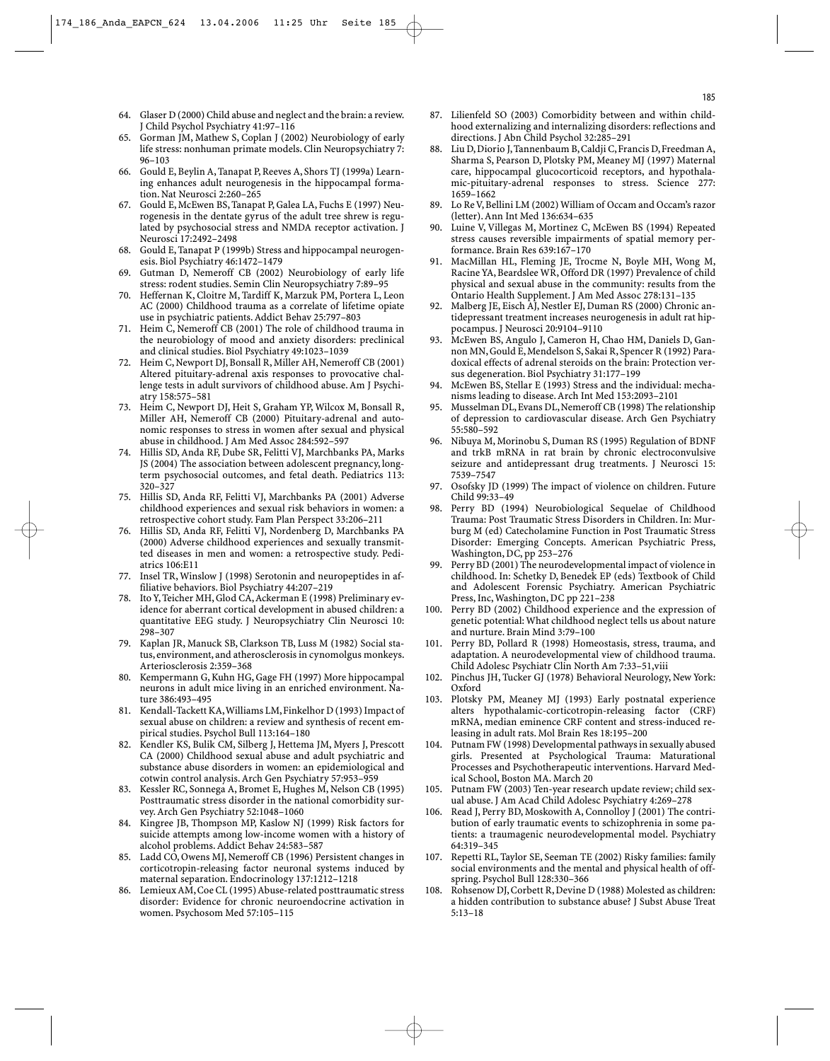64. Glaser D (2000) Child abuse and neglect and the brain: a review. J Child Psychol Psychiatry 41:97–116
65. Gorman JM, Mathew S, Coplan J (2002) Neurobiology of early life stress: nonhuman primate models. Clin Neuropsychiatry 7: 96–103
66. Gould E, Beylin A, Tanapat P, Reeves A, Shors TJ (1999a) Learning enhances adult neurogenesis in the hippocampal formation. Nat Neurosci 2:260–265
67. Gould E, McEwen BS, Tanapat P, Galea LA, Fuchs E (1997) Neurogenesis in the dentate gyrus of the adult tree shrew is regulated by psychosocial stress and NMDA receptor activation. J Neurosci 17:2492–2498
68. Gould E, Tanapat P (1999b) Stress and hippocampal neurogenesis. Biol Psychiatry 46:1472–1479
69. Gutman D, Nemeroff CB (2002) Neurobiology of early life stress: rodent studies. Semin Clin Neuropsychiatry 7:89–95
70. Heffernan K, Cloitre M, Tardiff K, Marzuk PM, Portera L, Leon AC (2000) Childhood trauma as a correlate of lifetime opiate use in psychiatric patients. Addict Behav 25:797–803
71. Heim C, Nemeroff CB (2001) The role of childhood trauma in the neurobiology of mood and anxiety disorders: preclinical and clinical studies. Biol Psychiatry 49:1023–1039
72. Heim C, Newport DJ, Bonsall R, Miller AH, Nemeroff CB (2001) Altered pituitary-adrenal axis responses to provocative challenge tests in adult survivors of childhood abuse. Am J Psychiatry 158:575–581
73. Heim C, Newport DJ, Heit S, Graham YP, Wilcox M, Bonsall R, Miller AH, Nemeroff CB (2000) Pituitary-adrenal and autonomic responses to stress in women after sexual and physical abuse in childhood. J Am Med Assoc 284:592–597
74. Hillis SD, Anda RF, Dube SR, Felitti VJ, Marchbanks PA, Marks JS (2004) The association between adolescent pregnancy, long-term psychosocial outcomes, and fetal death. Pediatrics 113: 320–327
75. Hillis SD, Anda RF, Felitti VJ, Marchbanks PA (2001) Adverse childhood experiences and sexual risk behaviors in women: a retrospective cohort study. Fam Plan Perspect 33:206–211
76. Hillis SD, Anda RF, Felitti VJ, Nordenberg D, Marchbanks PA (2000) Adverse childhood experiences and sexually transmitted diseases in men and women: a retrospective study. Pediatrics 106:E11
77. Insel TR, Winslow J (1998) Serotonin and neuropeptides in affiliative behaviors. Biol Psychiatry 44:207–219
78. Ito Y, Teicher MH, Glod CA, Ackerman E (1998) Preliminary evidence for aberrant cortical development in abused children: a quantitative EEG study. J Neuropsychiatry Clin Neurosci 10: 298–307
79. Kaplan JR, Manuck SB, Clarkson TB, Luss M (1982) Social status, environment, and atherosclerosis in cynomolgus monkeys. Arteriosclerosis 2:359–368
80. Kempermann G, Kuhn HG, Gage FH (1997) More hippocampal neurons in adult mice living in an enriched environment. Nature 386:493–495
81. Kendall-Tackett KA, Williams LM, Finkelhor D (1993) Impact of sexual abuse on children: a review and synthesis of recent empirical studies. Psychol Bull 113:164–180
82. Kendler KS, Bulik CM, Silberg J, Hettema JM, Myers J, Prescott CA (2000) Childhood sexual abuse and adult psychiatric and substance abuse disorders in women: an epidemiological and cotwin control analysis. Arch Gen Psychiatry 57:953–959
83. Kessler RC, Sonnega A, Bromet E, Hughes M, Nelson CB (1995) Posttraumatic stress disorder in the national comorbidity survey. Arch Gen Psychiatry 52:1048–1060
84. Kingree JB, Thompson MP, Kaslow NJ (1999) Risk factors for suicide attempts among low-income women with a history of alcohol problems. Addict Behav 24:583–587
85. Ladd CO, Owens MJ, Nemeroff CB (1996) Persistent changes in corticotropin-releasing factor neuronal systems induced by maternal separation. Endocrinology 137:1212–1218
86. Lemieux AM, Coe CL (1995) Abuse-related posttraumatic stress disorder: Evidence for chronic neuroendocrine activation in women. Psychosom Med 57:105–115
87. Lilienfeld SO (2003) Comorbidity between and within childhood externalizing and internalizing disorders: reflections and directions. J Abn Child Psychol 32:285–291
88. Liu D, Diorio J, Tannenbaum B, Caldji C, Francis D, Freedman A, Sharma S, Pearson D, Plotsky PM, Meaney MJ (1997) Maternal care, hippocampal glucocorticoid receptors, and hypothalamic-pituitary-adrenal responses to stress. Science 277: 1659–1662
89. Lo Re V, Bellini LM (2002) William of Occam and Occam's razor (letter). Ann Int Med 136:634–635
90. Luine V, Villegas M, Mortinez C, McEwen BS (1994) Repeated stress causes reversible impairments of spatial memory performance. Brain Res 639:167–170
91. MacMillan HL, Fleming JE, Trocme N, Boyle MH, Wong M, Racine YA, Beardslee WR, Offord DR (1997) Prevalence of child physical and sexual abuse in the community: results from the Ontario Health Supplement. J Am Med Assoc 278:131–135
92. Malberg JE, Eisch AJ, Nestler EJ, Duman RS (2000) Chronic antidepressant treatment increases neurogenesis in adult rat hippocampus. J Neurosci 20:9104–9110
93. McEwen BS, Angulo J, Cameron H, Chao HM, Daniels D, Gannon MN, Gould E, Mendelson S, Sakai R, Spencer R (1992) Paradoxical effects of adrenal steroids on the brain: Protection versus degeneration. Biol Psychiatry 31:177–199
94. McEwen BS, Stellar E (1993) Stress and the individual: mechanisms leading to disease. Arch Int Med 153:2093–2101
95. Musselman DL, Evans DL, Nemeroff CB (1998) The relationship of depression to cardiovascular disease. Arch Gen Psychiatry 55:580–592
96. Nibuya M, Morinobu S, Duman RS (1995) Regulation of BDNF and trkB mRNA in rat brain by chronic electroconvulsive seizure and antidepressant drug treatments. J Neurosci 15: 7539–7547
97. Osofsky JD (1999) The impact of violence on children. Future Child 99:33–49
98. Perry BD (1994) Neurobiological Sequelae of Childhood Trauma: Post Traumatic Stress Disorders in Children. In: Murburg M (ed) Catecholamine Function in Post Traumatic Stress Disorder: Emerging Concepts. American Psychiatric Press, Washington, DC, pp 253–276
99. Perry BD (2001) The neurodevelopmental impact of violence in childhood. In: Schetky D, Benedek EP (eds) Textbook of Child and Adolescent Forensic Psychiatry. American Psychiatric Press, Inc, Washington, DC pp 221–238
100. Perry BD (2002) Childhood experience and the expression of genetic potential: What childhood neglect tells us about nature and nurture. Brain Mind 3:79–100
101. Perry BD, Pollard R (1998) Homeostasis, stress, trauma, and adaptation. A neurodevelopmental view of childhood trauma. Child Adolesc Psychiatr Clin North Am 7:33–51,viii
102. Pinchus JH, Tucker GJ (1978) Behavioral Neurology, New York: Oxford
103. Plotsky PM, Meaney MJ (1993) Early postnatal experience alters hypothalamic-corticotropin-releasing factor (CRF) mRNA, median eminence CRF content and stress-induced releasing in adult rats. Mol Brain Res 18:195–200
104. Putnam FW (1998) Developmental pathways in sexually abused girls. Presented at Psychological Trauma: Maturational Processes and Psychotherapeutic interventions. Harvard Medical School, Boston MA. March 20
105. Putnam FW (2003) Ten-year research update review; child sexual abuse. J Am Acad Child Adolesc Psychiatry 4:269–278
106. Read J, Perry BD, Moskowith A, Connolloy J (2001) The contribution of early traumatic events to schizophrenia in some patients: a traumagenic neurodevelopmental model. Psychiatry 64:319–345
107. Repetti RL, Taylor SE, Seeman TE (2002) Risky families: family social environments and the mental and physical health of offspring. Psychol Bull 128:330–366
108. Rohsenow DJ, Corbett R, Devine D (1988) Molested as children: a hidden contribution to substance abuse? J Subst Abuse Treat 5:13–18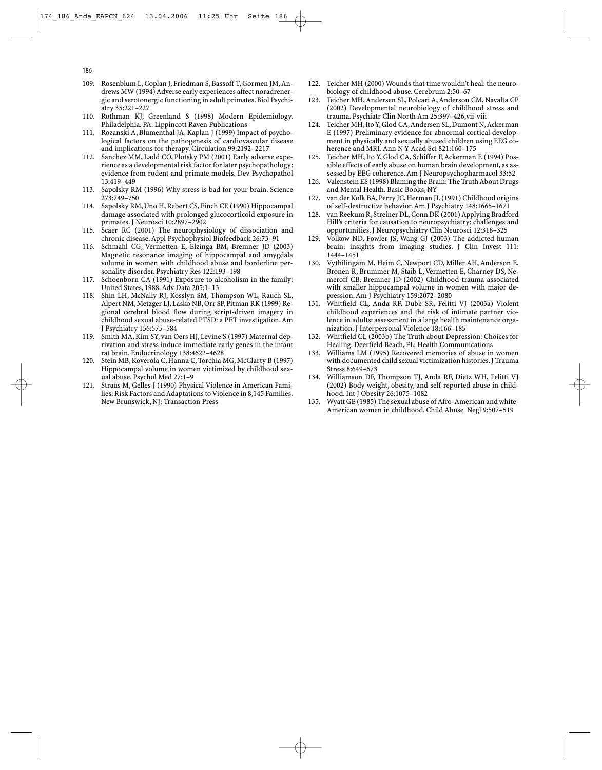109. Rosenblum L, Coplan J, Friedman S, Bassoff T, Gormen JM, Andrews MW (1994) Adverse early experiences affect noradrenergic and serotonergic functioning in adult primates. Biol Psychiatry 35:221–227
110. Rothman KJ, Greenland S (1998) Modern Epidemiology. Philadelphia. PA: Lippincott Raven Publications
111. Rozanski A, Blumenthal JA, Kaplan J (1999) Impact of psychological factors on the pathogenesis of cardiovascular disease and implications for therapy. Circulation 99:2192–2217
112. Sanchez MM, Ladd CO, Plotsky PM (2001) Early adverse experience as a developmental risk factor for later psychopathology: evidence from rodent and primate models. Dev Psychopathol 13:419–449
113. Sapolsky RM (1996) Why stress is bad for your brain. Science 273:749–750
114. Sapolsky RM, Uno H, Rebert CS, Finch CE (1990) Hippocampal damage associated with prolonged glucocorticoid exposure in primates. J Neurosci 10:2897–2902
115. Scaer RC (2001) The neurophysiology of dissociation and chronic disease. Appl Psychophysiol Biofeedback 26:73–91
116. Schmahl CG, Vermetten E, Elzinga BM, Bremner JD (2003) Magnetic resonance imaging of hippocampal and amygdala volume in women with childhood abuse and borderline personality disorder. Psychiatry Res 122:193–198
117. Schoenborn CA (1991) Exposure to alcoholism in the family: United States, 1988. Adv Data 205:1–13
118. Shin LH, McNally RJ, Kosslyn SM, Thompson WL, Rauch SL, Alpert NM, Metzger LJ, Lasko NB, Orr SP, Pitman RK (1999) Regional cerebral blood flow during script-driven imagery in childhood sexual abuse-related PTSD: a PET investigation. Am J Psychiatry 156:575–584
119. Smith MA, Kim SY, van Oers HJ, Levine S (1997) Maternal deprivation and stress induce immediate early genes in the infant rat brain. Endocrinology 138:4622–4628
120. Stein MB, Koverola C, Hanna C, Torchia MG, McClarty B (1997) Hippocampal volume in women victimized by childhood sexual abuse. Psychol Med 27:1–9
121. Straus M, Gelles J (1990) Physical Violence in American Families: Risk Factors and Adaptations to Violence in 8,145 Families. New Brunswick, NJ: Transaction Press
122. Teicher MH (2000) Wounds that time wouldn't heal: the neurobiology of childhood abuse. Cerebrum 2:50–67
123. Teicher MH, Andersen SL, Polcari A, Anderson CM, Navalta CP (2002) Developmental neurobiology of childhood stress and trauma. Psychiatr Clin North Am 25:397–426,vii-viii
124. Teicher MH, Ito Y, Glod CA, Andersen SL, Dumont N, Ackerman E (1997) Preliminary evidence for abnormal cortical development in physically and sexually abused children using EEG coherence and MRI. Ann N Y Acad Sci 821:160–175
125. Teicher MH, Ito Y, Glod CA, Schiffer F, Ackerman E (1994) Possible effects of early abuse on human brain development, as assessed by EEG coherence. Am J Neuropsychopharmacol 33:52
126. Valenstein ES (1998) Blaming the Brain: The Truth About Drugs and Mental Health. Basic Books, NY
127. van der Kolk BA, Perry JC, Herman JL (1991) Childhood origins of self-destructive behavior. Am J Psychiatry 148:1665–1671
128. van Reekum R, Streiner DL, Conn DK (2001) Applying Bradford Hill's criteria for causation to neuropsychiatry: challenges and opportunities. J Neuropsychiatry Clin Neurosci 12:318–325
129. Volkow ND, Fowler JS, Wang GJ (2003) The addicted human brain: insights from imaging studies. J Clin Invest 111: 1444–1451
130. Vythilingam M, Heim C, Newport CD, Miller AH, Anderson E, Bronen R, Brummer M, Staib L, Vermetten E, Charney DS, Nemeroff CB, Bremner JD (2002) Childhood trauma associated with smaller hippocampal volume in women with major depression. Am J Psychiatry 159:2072–2080
131. Whitfield CL, Anda RF, Dube SR, Felitti VJ (2003a) Violent childhood experiences and the risk of intimate partner violence in adults: assessment in a large health maintenance organization. J Interpersonal Violence 18:166–185
132. Whitfield CL (2003b) The Truth about Depression: Choices for Healing. Deerfield Beach, FL: Health Communications
133. Williams LM (1995) Recovered memories of abuse in women with documented child sexual victimization histories. J Trauma Stress 8:649–673
134. Williamson DF, Thompson TJ, Anda RF, Dietz WH, Felitti VJ (2002) Body weight, obesity, and self-reported abuse in childhood. Int J Obesity 26:1075–1082
135. Wyatt GE (1985) The sexual abuse of Afro-American and white-American women in childhood. Child Abuse Negl 9:507–519